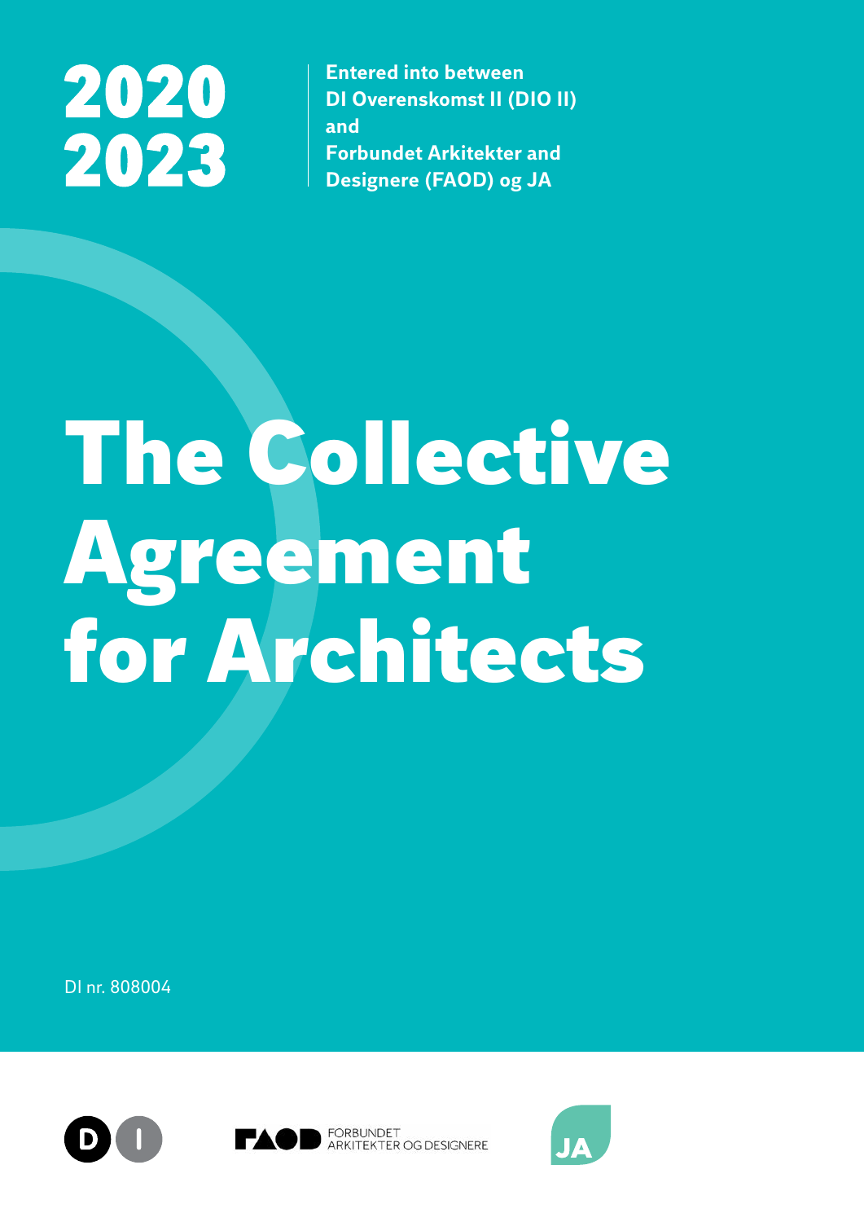**2020**
**2023**

**Entered into between**
**DI Overenskomst II (DIO II)**
**and**
**Forbundet Arkitekter and**
**Designere (FAOD) og JA**

# The Collective Agreement for Architects

DI nr. 808004

FORBUNDET ARKITEKTER OG DESIGNERE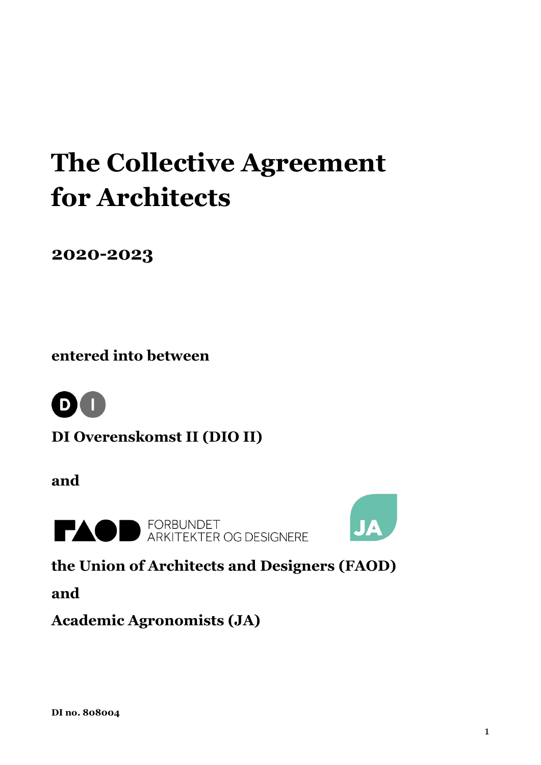# The Collective Agreement for Architects

## 2020-2023

**entered into between**

**DI Overenskomst II (DIO II)**

**and**

**the Union of Architects and Designers (FAOD)**

**and**

**Academic Agronomists (JA)**

**DI no. 808004**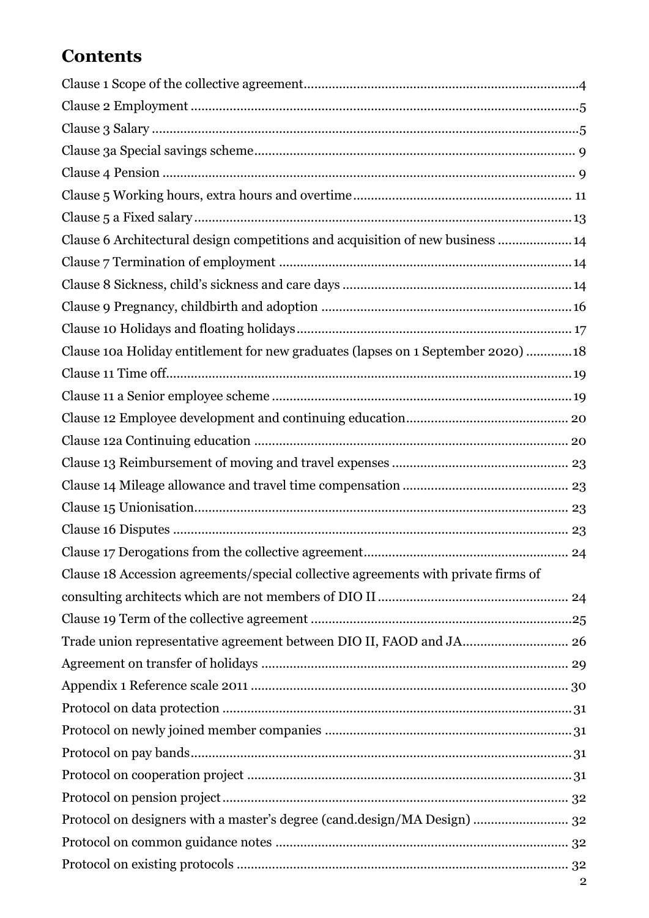# Contents

- Clause 1 Scope of the collective agreement ... 4
- Clause 2 Employment ... 5
- Clause 3 Salary ... 5
- Clause 3a Special savings scheme ... 9
- Clause 4 Pension ... 9
- Clause 5 Working hours, extra hours and overtime ... 11
- Clause 5 a Fixed salary ... 13
- Clause 6 Architectural design competitions and acquisition of new business ... 14
- Clause 7 Termination of employment ... 14
- Clause 8 Sickness, child's sickness and care days ... 14
- Clause 9 Pregnancy, childbirth and adoption ... 16
- Clause 10 Holidays and floating holidays ... 17
- Clause 10a Holiday entitlement for new graduates (lapses on 1 September 2020) ... 18
- Clause 11 Time off ... 19
- Clause 11 a Senior employee scheme ... 19
- Clause 12 Employee development and continuing education ... 20
- Clause 12a Continuing education ... 20
- Clause 13 Reimbursement of moving and travel expenses ... 23
- Clause 14 Mileage allowance and travel time compensation ... 23
- Clause 15 Unionisation ... 23
- Clause 16 Disputes ... 23
- Clause 17 Derogations from the collective agreement ... 24
- Clause 18 Accession agreements/special collective agreements with private firms of consulting architects which are not members of DIO II ... 24
- Clause 19 Term of the collective agreement ... 25
- Trade union representative agreement between DIO II, FAOD and JA ... 26
- Agreement on transfer of holidays ... 29
- Appendix 1 Reference scale 2011 ... 30
- Protocol on data protection ... 31
- Protocol on newly joined member companies ... 31
- Protocol on pay bands ... 31
- Protocol on cooperation project ... 31
- Protocol on pension project ... 32
- Protocol on designers with a master's degree (cand.design/MA Design) ... 32
- Protocol on common guidance notes ... 32
- Protocol on existing protocols ... 32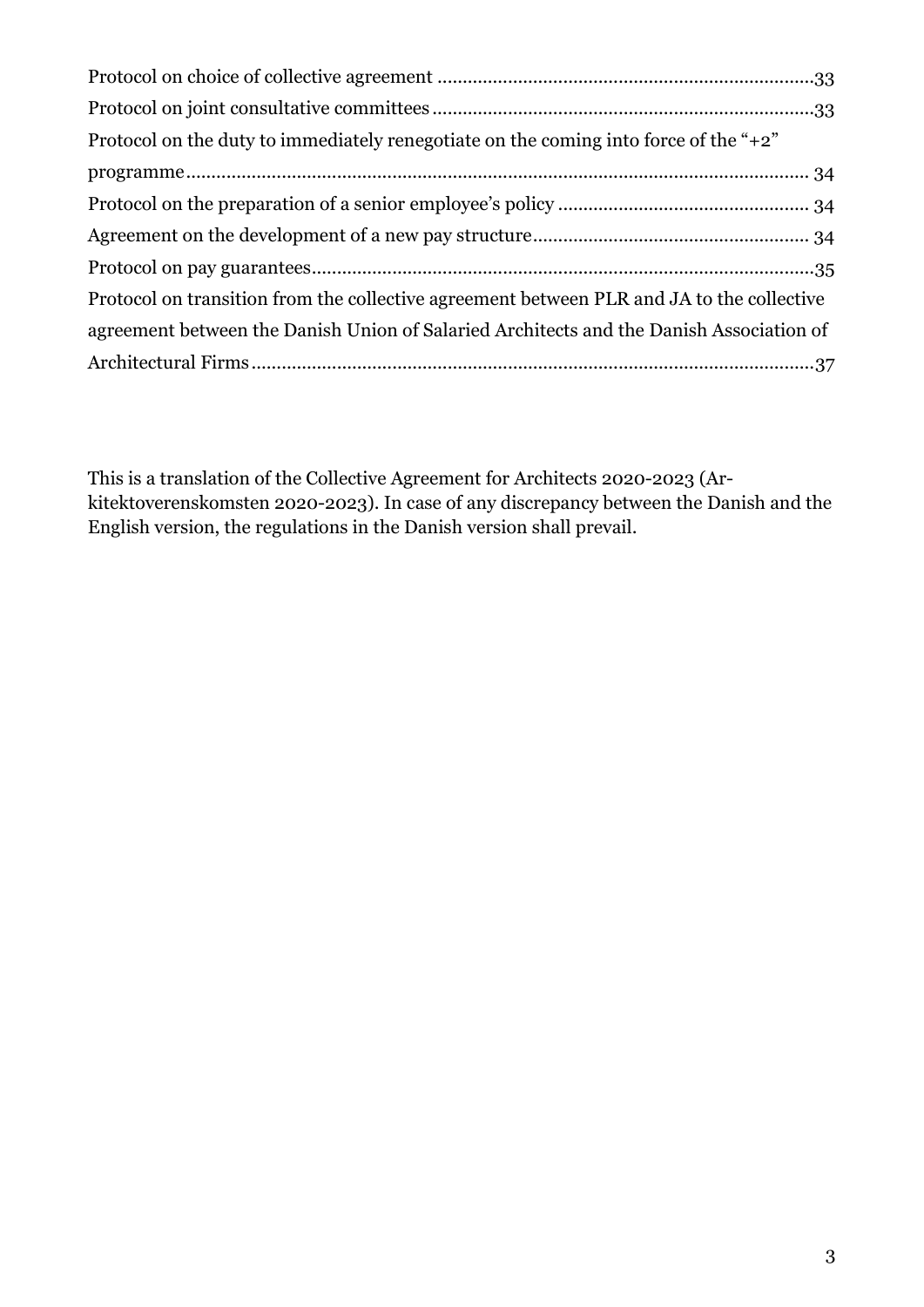Protocol on choice of collective agreement ..........................................................................33
Protocol on joint consultative committees ...........................................................................33
Protocol on the duty to immediately renegotiate on the coming into force of the "+2" programme.......................................................................................................................... 34
Protocol on the preparation of a senior employee's policy ................................................. 34
Agreement on the development of a new pay structure....................................................... 34
Protocol on pay guarantees...................................................................................................35
Protocol on transition from the collective agreement between PLR and JA to the collective agreement between the Danish Union of Salaried Architects and the Danish Association of Architectural Firms...............................................................................................................37

This is a translation of the Collective Agreement for Architects 2020-2023 (Arkitektoverenskomsten 2020-2023). In case of any discrepancy between the Danish and the English version, the regulations in the Danish version shall prevail.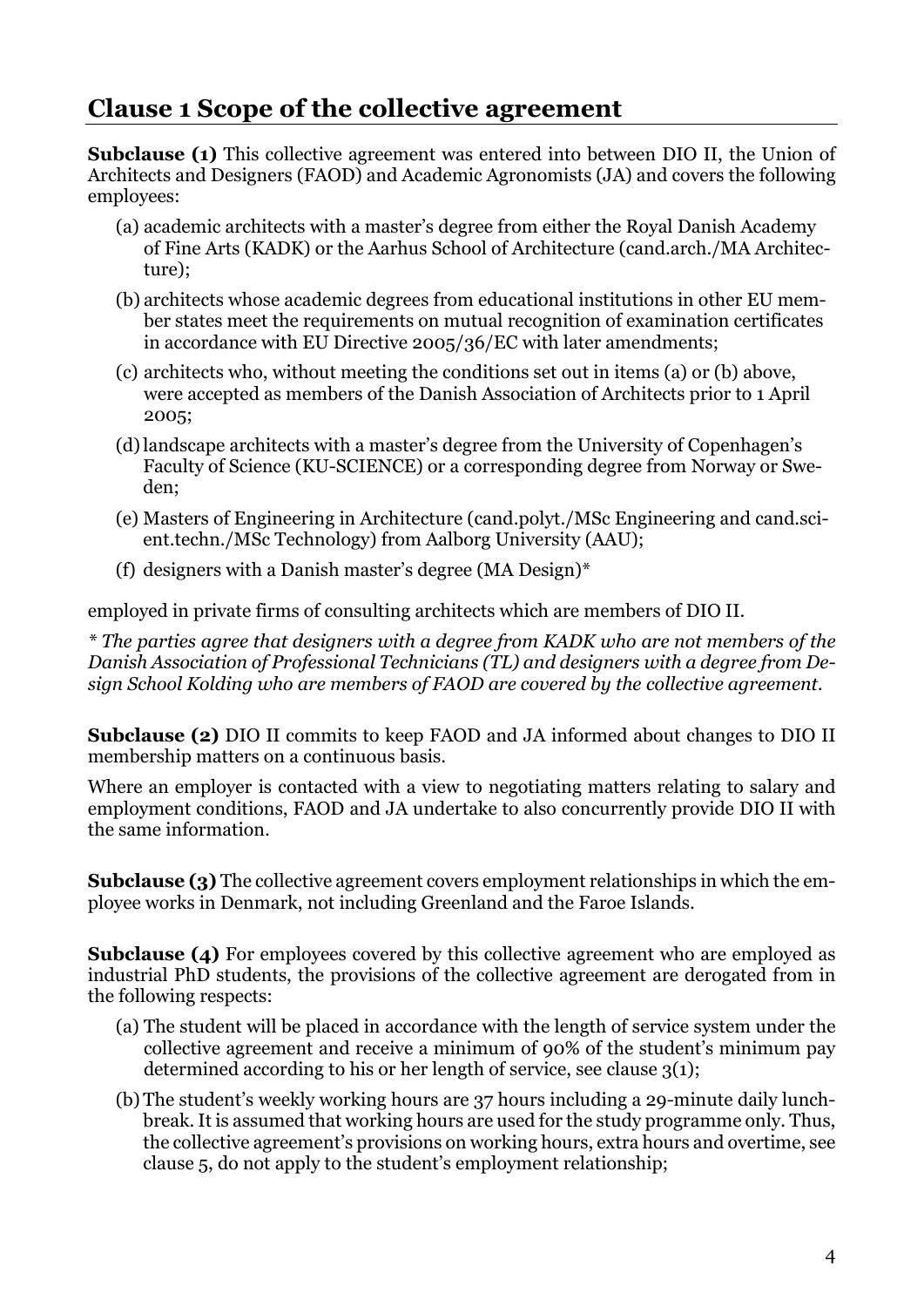## Clause 1 Scope of the collective agreement

**Subclause (1)** This collective agreement was entered into between DIO II, the Union of Architects and Designers (FAOD) and Academic Agronomists (JA) and covers the following employees:

(a) academic architects with a master's degree from either the Royal Danish Academy of Fine Arts (KADK) or the Aarhus School of Architecture (cand.arch./MA Architecture);

(b) architects whose academic degrees from educational institutions in other EU member states meet the requirements on mutual recognition of examination certificates in accordance with EU Directive 2005/36/EC with later amendments;

(c) architects who, without meeting the conditions set out in items (a) or (b) above, were accepted as members of the Danish Association of Architects prior to 1 April 2005;

(d) landscape architects with a master's degree from the University of Copenhagen's Faculty of Science (KU-SCIENCE) or a corresponding degree from Norway or Sweden;

(e) Masters of Engineering in Architecture (cand.polyt./MSc Engineering and cand.scient.techn./MSc Technology) from Aalborg University (AAU);

(f) designers with a Danish master's degree (MA Design)*

employed in private firms of consulting architects which are members of DIO II.

*\* The parties agree that designers with a degree from KADK who are not members of the Danish Association of Professional Technicians (TL) and designers with a degree from Design School Kolding who are members of FAOD are covered by the collective agreement.*

**Subclause (2)** DIO II commits to keep FAOD and JA informed about changes to DIO II membership matters on a continuous basis.

Where an employer is contacted with a view to negotiating matters relating to salary and employment conditions, FAOD and JA undertake to also concurrently provide DIO II with the same information.

**Subclause (3)** The collective agreement covers employment relationships in which the employee works in Denmark, not including Greenland and the Faroe Islands.

**Subclause (4)** For employees covered by this collective agreement who are employed as industrial PhD students, the provisions of the collective agreement are derogated from in the following respects:

(a) The student will be placed in accordance with the length of service system under the collective agreement and receive a minimum of 90% of the student's minimum pay determined according to his or her length of service, see clause 3(1);

(b) The student's weekly working hours are 37 hours including a 29-minute daily lunchbreak. It is assumed that working hours are used for the study programme only. Thus, the collective agreement's provisions on working hours, extra hours and overtime, see clause 5, do not apply to the student's employment relationship;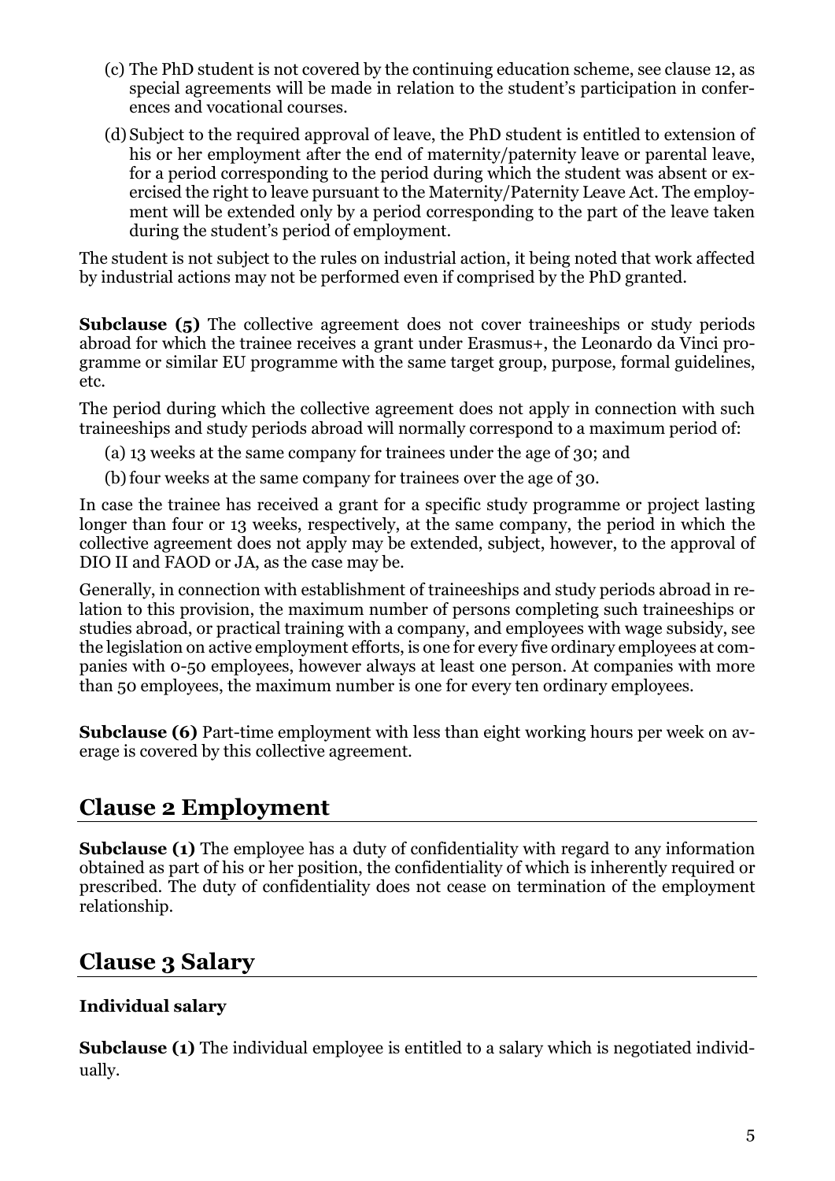(c) The PhD student is not covered by the continuing education scheme, see clause 12, as special agreements will be made in relation to the student's participation in conferences and vocational courses.

(d) Subject to the required approval of leave, the PhD student is entitled to extension of his or her employment after the end of maternity/paternity leave or parental leave, for a period corresponding to the period during which the student was absent or exercised the right to leave pursuant to the Maternity/Paternity Leave Act. The employment will be extended only by a period corresponding to the part of the leave taken during the student's period of employment.

The student is not subject to the rules on industrial action, it being noted that work affected by industrial actions may not be performed even if comprised by the PhD granted.

**Subclause (5)** The collective agreement does not cover traineeships or study periods abroad for which the trainee receives a grant under Erasmus+, the Leonardo da Vinci programme or similar EU programme with the same target group, purpose, formal guidelines, etc.

The period during which the collective agreement does not apply in connection with such traineeships and study periods abroad will normally correspond to a maximum period of:

(a) 13 weeks at the same company for trainees under the age of 30; and

(b) four weeks at the same company for trainees over the age of 30.

In case the trainee has received a grant for a specific study programme or project lasting longer than four or 13 weeks, respectively, at the same company, the period in which the collective agreement does not apply may be extended, subject, however, to the approval of DIO II and FAOD or JA, as the case may be.

Generally, in connection with establishment of traineeships and study periods abroad in relation to this provision, the maximum number of persons completing such traineeships or studies abroad, or practical training with a company, and employees with wage subsidy, see the legislation on active employment efforts, is one for every five ordinary employees at companies with 0-50 employees, however always at least one person. At companies with more than 50 employees, the maximum number is one for every ten ordinary employees.

**Subclause (6)** Part-time employment with less than eight working hours per week on average is covered by this collective agreement.

## Clause 2 Employment

**Subclause (1)** The employee has a duty of confidentiality with regard to any information obtained as part of his or her position, the confidentiality of which is inherently required or prescribed. The duty of confidentiality does not cease on termination of the employment relationship.

## Clause 3 Salary

### Individual salary

**Subclause (1)** The individual employee is entitled to a salary which is negotiated individually.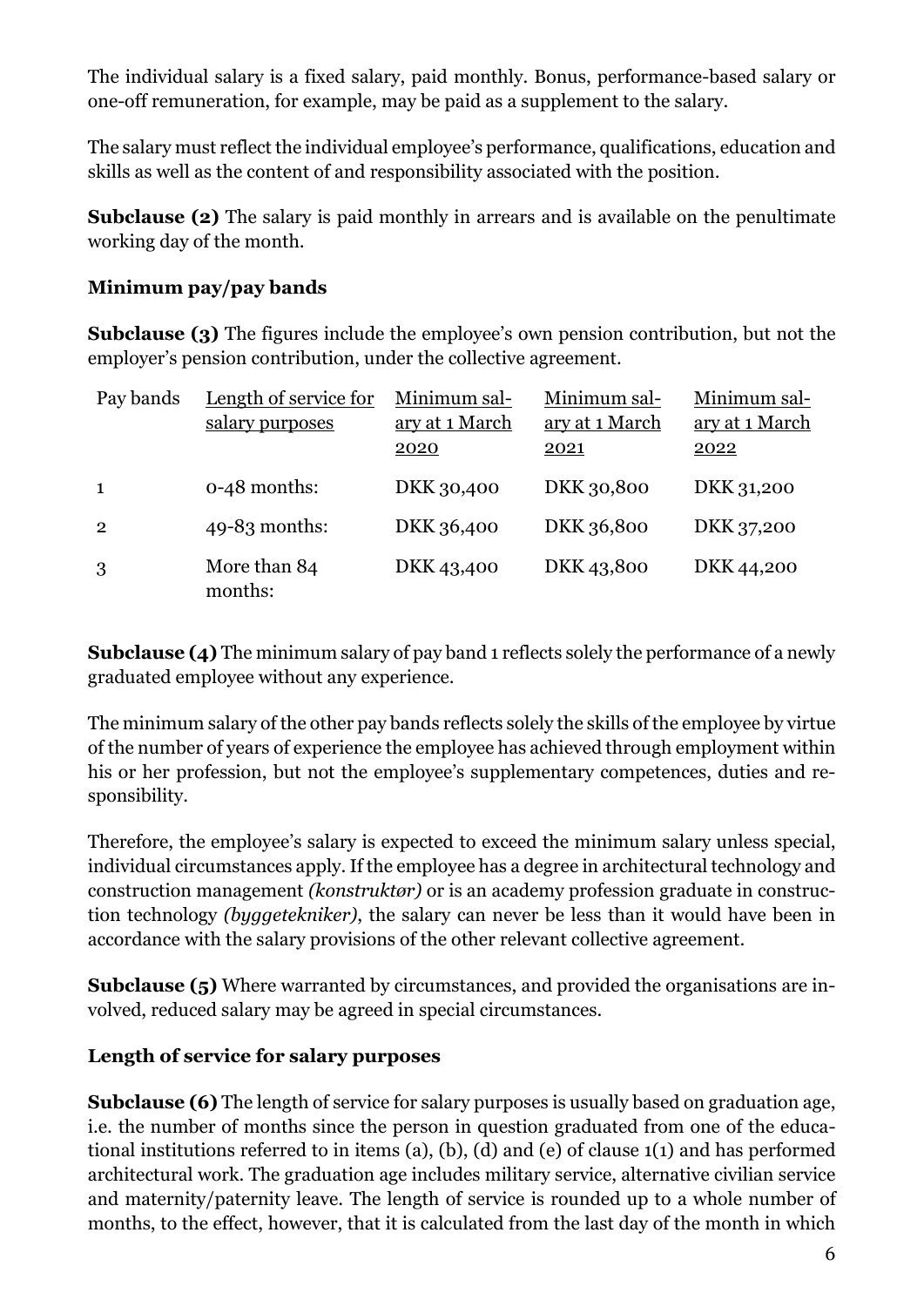The individual salary is a fixed salary, paid monthly. Bonus, performance-based salary or one-off remuneration, for example, may be paid as a supplement to the salary.

The salary must reflect the individual employee's performance, qualifications, education and skills as well as the content of and responsibility associated with the position.

**Subclause (2)** The salary is paid monthly in arrears and is available on the penultimate working day of the month.

**Minimum pay/pay bands**

**Subclause (3)** The figures include the employee's own pension contribution, but not the employer's pension contribution, under the collective agreement.

| Pay bands | Length of service for salary purposes | Minimum salary at 1 March 2020 | Minimum salary at 1 March 2021 | Minimum salary at 1 March 2022 |
|---|---|---|---|---|
| 1 | 0-48 months: | DKK 30,400 | DKK 30,800 | DKK 31,200 |
| 2 | 49-83 months: | DKK 36,400 | DKK 36,800 | DKK 37,200 |
| 3 | More than 84 months: | DKK 43,400 | DKK 43,800 | DKK 44,200 |

**Subclause (4)** The minimum salary of pay band 1 reflects solely the performance of a newly graduated employee without any experience.

The minimum salary of the other pay bands reflects solely the skills of the employee by virtue of the number of years of experience the employee has achieved through employment within his or her profession, but not the employee's supplementary competences, duties and responsibility.

Therefore, the employee's salary is expected to exceed the minimum salary unless special, individual circumstances apply. If the employee has a degree in architectural technology and construction management *(konstruktør)* or is an academy profession graduate in construction technology *(byggetekniker)*, the salary can never be less than it would have been in accordance with the salary provisions of the other relevant collective agreement.

**Subclause (5)** Where warranted by circumstances, and provided the organisations are involved, reduced salary may be agreed in special circumstances.

**Length of service for salary purposes**

**Subclause (6)** The length of service for salary purposes is usually based on graduation age, i.e. the number of months since the person in question graduated from one of the educational institutions referred to in items (a), (b), (d) and (e) of clause 1(1) and has performed architectural work. The graduation age includes military service, alternative civilian service and maternity/paternity leave. The length of service is rounded up to a whole number of months, to the effect, however, that it is calculated from the last day of the month in which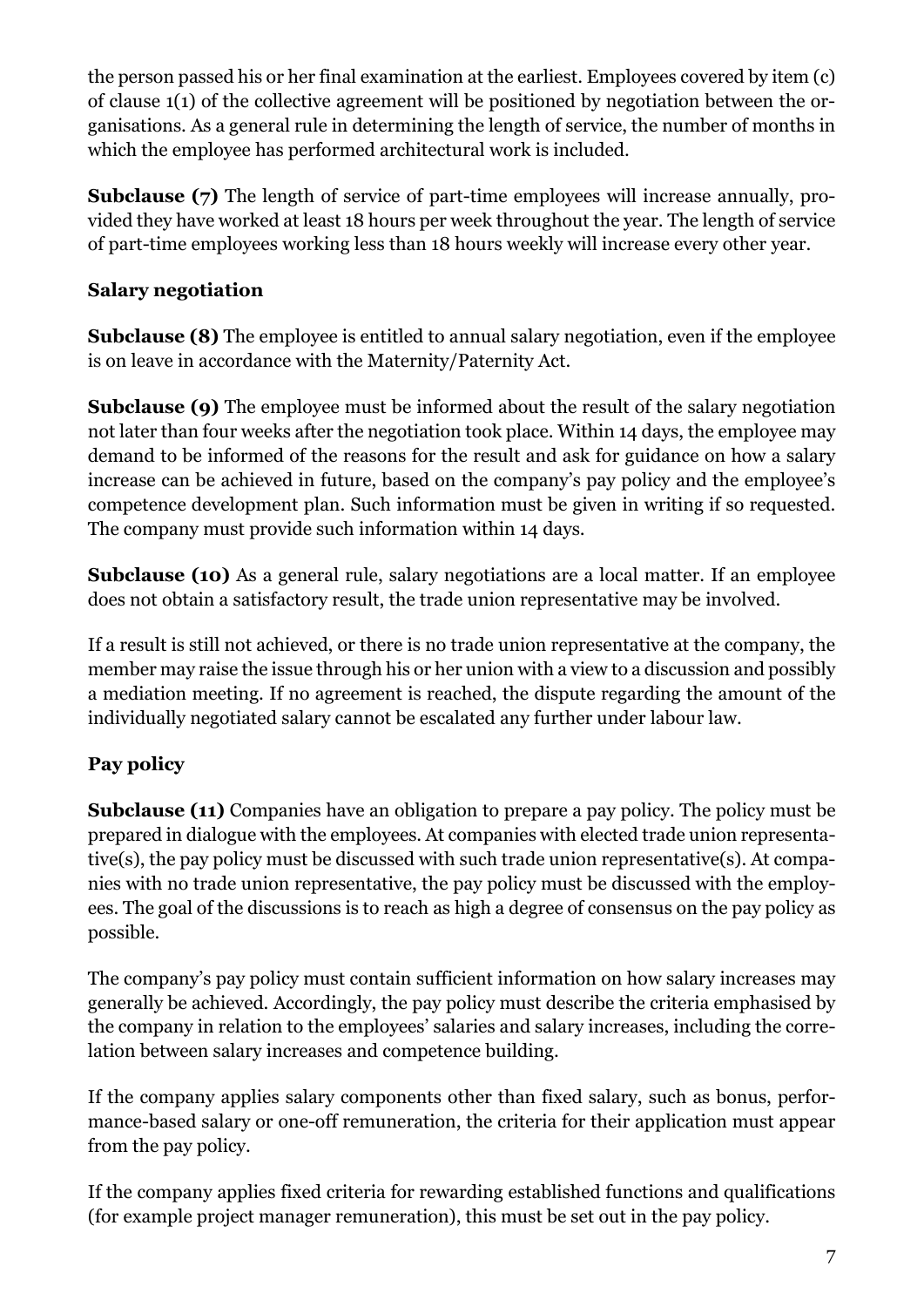the person passed his or her final examination at the earliest. Employees covered by item (c) of clause 1(1) of the collective agreement will be positioned by negotiation between the organisations. As a general rule in determining the length of service, the number of months in which the employee has performed architectural work is included.

**Subclause (7)** The length of service of part-time employees will increase annually, provided they have worked at least 18 hours per week throughout the year. The length of service of part-time employees working less than 18 hours weekly will increase every other year.

### Salary negotiation

**Subclause (8)** The employee is entitled to annual salary negotiation, even if the employee is on leave in accordance with the Maternity/Paternity Act.

**Subclause (9)** The employee must be informed about the result of the salary negotiation not later than four weeks after the negotiation took place. Within 14 days, the employee may demand to be informed of the reasons for the result and ask for guidance on how a salary increase can be achieved in future, based on the company's pay policy and the employee's competence development plan. Such information must be given in writing if so requested. The company must provide such information within 14 days.

**Subclause (10)** As a general rule, salary negotiations are a local matter. If an employee does not obtain a satisfactory result, the trade union representative may be involved.

If a result is still not achieved, or there is no trade union representative at the company, the member may raise the issue through his or her union with a view to a discussion and possibly a mediation meeting. If no agreement is reached, the dispute regarding the amount of the individually negotiated salary cannot be escalated any further under labour law.

### Pay policy

**Subclause (11)** Companies have an obligation to prepare a pay policy. The policy must be prepared in dialogue with the employees. At companies with elected trade union representative(s), the pay policy must be discussed with such trade union representative(s). At companies with no trade union representative, the pay policy must be discussed with the employees. The goal of the discussions is to reach as high a degree of consensus on the pay policy as possible.

The company's pay policy must contain sufficient information on how salary increases may generally be achieved. Accordingly, the pay policy must describe the criteria emphasised by the company in relation to the employees' salaries and salary increases, including the correlation between salary increases and competence building.

If the company applies salary components other than fixed salary, such as bonus, performance-based salary or one-off remuneration, the criteria for their application must appear from the pay policy.

If the company applies fixed criteria for rewarding established functions and qualifications (for example project manager remuneration), this must be set out in the pay policy.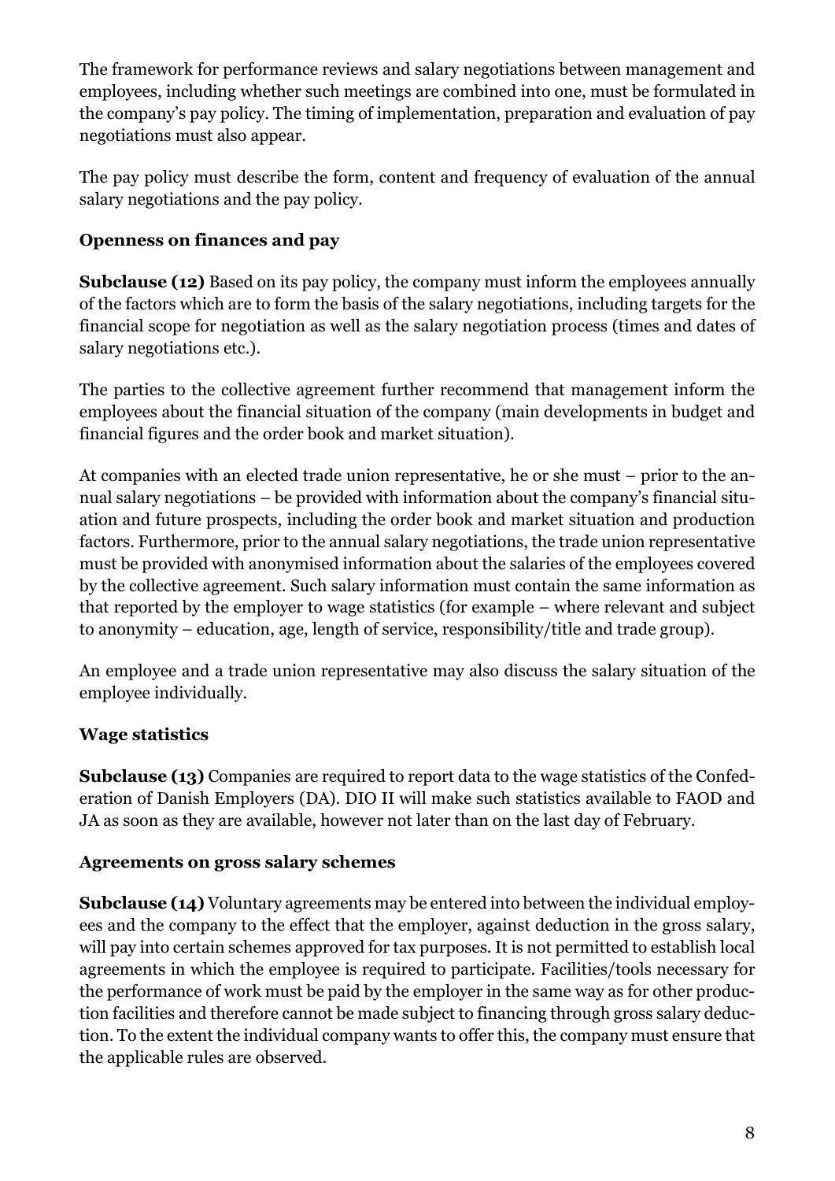The framework for performance reviews and salary negotiations between management and employees, including whether such meetings are combined into one, must be formulated in the company's pay policy. The timing of implementation, preparation and evaluation of pay negotiations must also appear.

The pay policy must describe the form, content and frequency of evaluation of the annual salary negotiations and the pay policy.

**Openness on finances and pay**

**Subclause (12)** Based on its pay policy, the company must inform the employees annually of the factors which are to form the basis of the salary negotiations, including targets for the financial scope for negotiation as well as the salary negotiation process (times and dates of salary negotiations etc.).

The parties to the collective agreement further recommend that management inform the employees about the financial situation of the company (main developments in budget and financial figures and the order book and market situation).

At companies with an elected trade union representative, he or she must – prior to the annual salary negotiations – be provided with information about the company's financial situation and future prospects, including the order book and market situation and production factors. Furthermore, prior to the annual salary negotiations, the trade union representative must be provided with anonymised information about the salaries of the employees covered by the collective agreement. Such salary information must contain the same information as that reported by the employer to wage statistics (for example – where relevant and subject to anonymity – education, age, length of service, responsibility/title and trade group).

An employee and a trade union representative may also discuss the salary situation of the employee individually.

**Wage statistics**

**Subclause (13)** Companies are required to report data to the wage statistics of the Confederation of Danish Employers (DA). DIO II will make such statistics available to FAOD and JA as soon as they are available, however not later than on the last day of February.

**Agreements on gross salary schemes**

**Subclause (14)** Voluntary agreements may be entered into between the individual employees and the company to the effect that the employer, against deduction in the gross salary, will pay into certain schemes approved for tax purposes. It is not permitted to establish local agreements in which the employee is required to participate. Facilities/tools necessary for the performance of work must be paid by the employer in the same way as for other production facilities and therefore cannot be made subject to financing through gross salary deduction. To the extent the individual company wants to offer this, the company must ensure that the applicable rules are observed.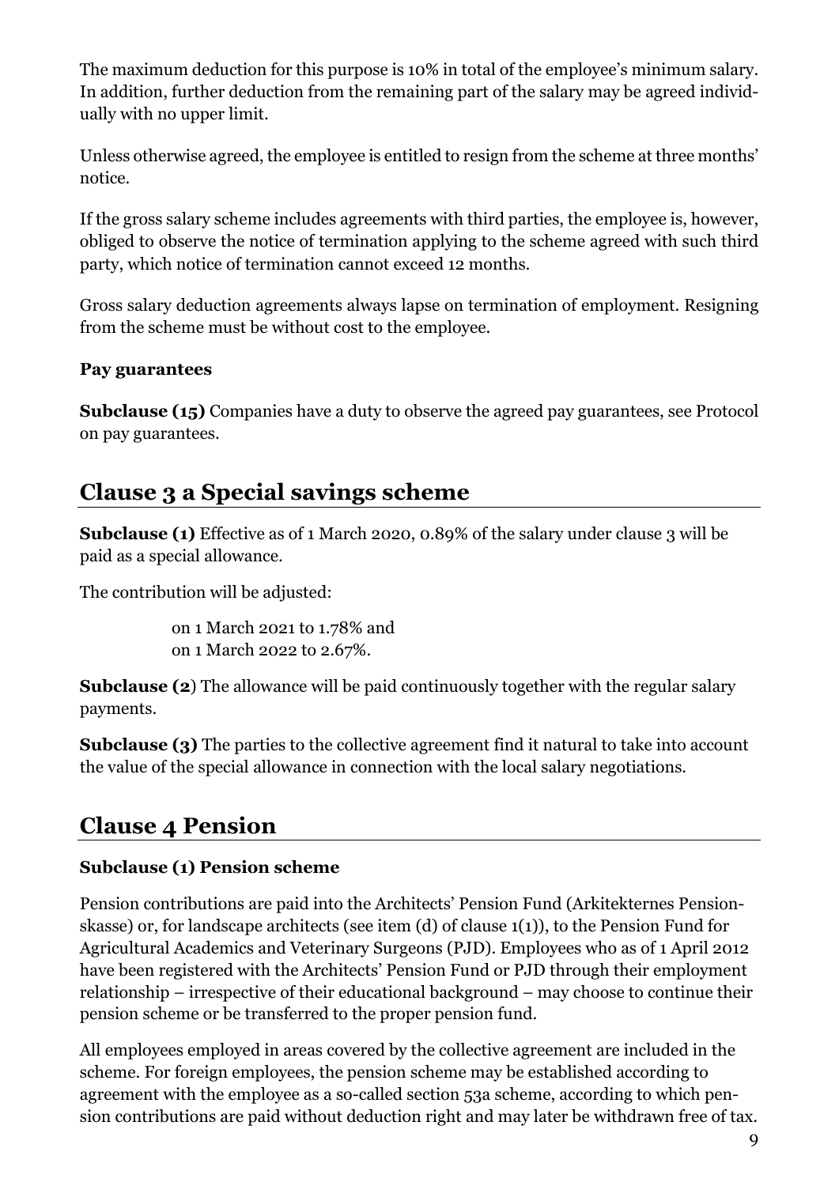The maximum deduction for this purpose is 10% in total of the employee's minimum salary. In addition, further deduction from the remaining part of the salary may be agreed individually with no upper limit.

Unless otherwise agreed, the employee is entitled to resign from the scheme at three months' notice.

If the gross salary scheme includes agreements with third parties, the employee is, however, obliged to observe the notice of termination applying to the scheme agreed with such third party, which notice of termination cannot exceed 12 months.

Gross salary deduction agreements always lapse on termination of employment. Resigning from the scheme must be without cost to the employee.

**Pay guarantees**

**Subclause (15)** Companies have a duty to observe the agreed pay guarantees, see Protocol on pay guarantees.

## Clause 3 a Special savings scheme

**Subclause (1)** Effective as of 1 March 2020, 0.89% of the salary under clause 3 will be paid as a special allowance.

The contribution will be adjusted:

on 1 March 2021 to 1.78% and
on 1 March 2022 to 2.67%.

**Subclause (2)** The allowance will be paid continuously together with the regular salary payments.

**Subclause (3)** The parties to the collective agreement find it natural to take into account the value of the special allowance in connection with the local salary negotiations.

## Clause 4 Pension

**Subclause (1) Pension scheme**

Pension contributions are paid into the Architects' Pension Fund (Arkitekternes Pensionskasse) or, for landscape architects (see item (d) of clause 1(1)), to the Pension Fund for Agricultural Academics and Veterinary Surgeons (PJD). Employees who as of 1 April 2012 have been registered with the Architects' Pension Fund or PJD through their employment relationship – irrespective of their educational background – may choose to continue their pension scheme or be transferred to the proper pension fund.

All employees employed in areas covered by the collective agreement are included in the scheme. For foreign employees, the pension scheme may be established according to agreement with the employee as a so-called section 53a scheme, according to which pension contributions are paid without deduction right and may later be withdrawn free of tax.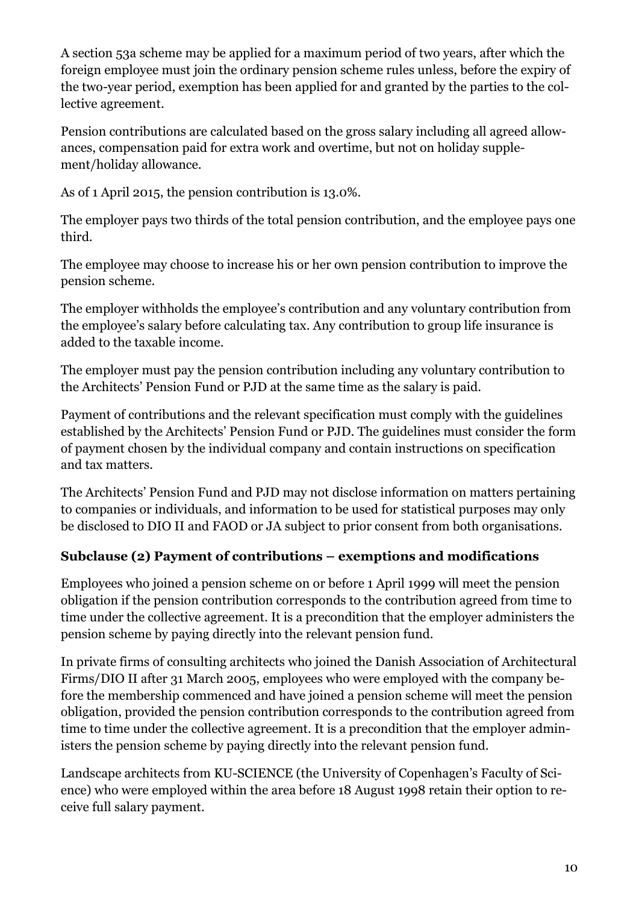A section 53a scheme may be applied for a maximum period of two years, after which the foreign employee must join the ordinary pension scheme rules unless, before the expiry of the two-year period, exemption has been applied for and granted by the parties to the collective agreement.

Pension contributions are calculated based on the gross salary including all agreed allowances, compensation paid for extra work and overtime, but not on holiday supplement/holiday allowance.

As of 1 April 2015, the pension contribution is 13.0%.

The employer pays two thirds of the total pension contribution, and the employee pays one third.

The employee may choose to increase his or her own pension contribution to improve the pension scheme.

The employer withholds the employee's contribution and any voluntary contribution from the employee's salary before calculating tax. Any contribution to group life insurance is added to the taxable income.

The employer must pay the pension contribution including any voluntary contribution to the Architects' Pension Fund or PJD at the same time as the salary is paid.

Payment of contributions and the relevant specification must comply with the guidelines established by the Architects' Pension Fund or PJD. The guidelines must consider the form of payment chosen by the individual company and contain instructions on specification and tax matters.

The Architects' Pension Fund and PJD may not disclose information on matters pertaining to companies or individuals, and information to be used for statistical purposes may only be disclosed to DIO II and FAOD or JA subject to prior consent from both organisations.

### Subclause (2) Payment of contributions – exemptions and modifications

Employees who joined a pension scheme on or before 1 April 1999 will meet the pension obligation if the pension contribution corresponds to the contribution agreed from time to time under the collective agreement. It is a precondition that the employer administers the pension scheme by paying directly into the relevant pension fund.

In private firms of consulting architects who joined the Danish Association of Architectural Firms/DIO II after 31 March 2005, employees who were employed with the company before the membership commenced and have joined a pension scheme will meet the pension obligation, provided the pension contribution corresponds to the contribution agreed from time to time under the collective agreement. It is a precondition that the employer administers the pension scheme by paying directly into the relevant pension fund.

Landscape architects from KU-SCIENCE (the University of Copenhagen's Faculty of Science) who were employed within the area before 18 August 1998 retain their option to receive full salary payment.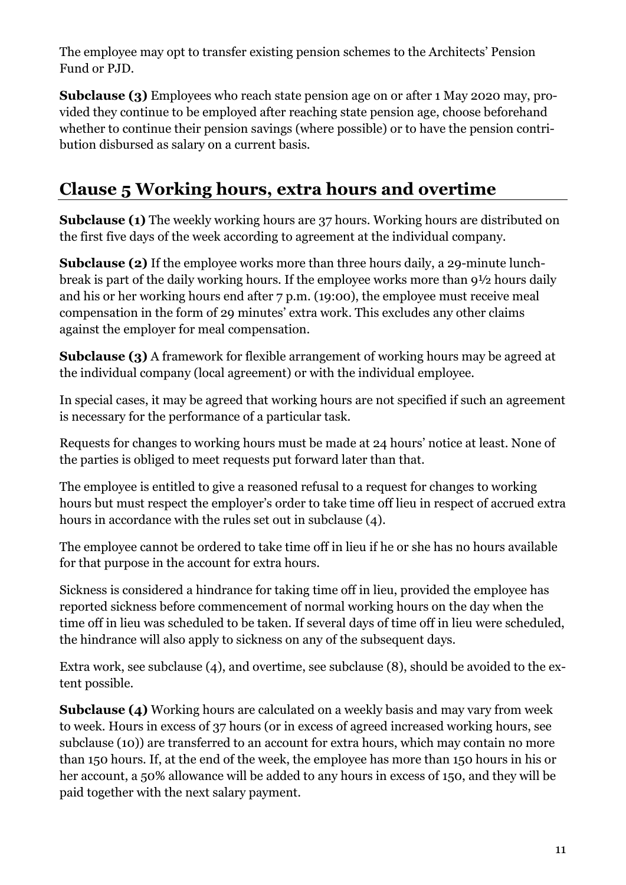The employee may opt to transfer existing pension schemes to the Architects' Pension Fund or PJD.

**Subclause (3)** Employees who reach state pension age on or after 1 May 2020 may, provided they continue to be employed after reaching state pension age, choose beforehand whether to continue their pension savings (where possible) or to have the pension contribution disbursed as salary on a current basis.

## Clause 5 Working hours, extra hours and overtime

**Subclause (1)** The weekly working hours are 37 hours. Working hours are distributed on the first five days of the week according to agreement at the individual company.

**Subclause (2)** If the employee works more than three hours daily, a 29-minute lunch-break is part of the daily working hours. If the employee works more than 9½ hours daily and his or her working hours end after 7 p.m. (19:00), the employee must receive meal compensation in the form of 29 minutes' extra work. This excludes any other claims against the employer for meal compensation.

**Subclause (3)** A framework for flexible arrangement of working hours may be agreed at the individual company (local agreement) or with the individual employee.

In special cases, it may be agreed that working hours are not specified if such an agreement is necessary for the performance of a particular task.

Requests for changes to working hours must be made at 24 hours' notice at least. None of the parties is obliged to meet requests put forward later than that.

The employee is entitled to give a reasoned refusal to a request for changes to working hours but must respect the employer's order to take time off lieu in respect of accrued extra hours in accordance with the rules set out in subclause (4).

The employee cannot be ordered to take time off in lieu if he or she has no hours available for that purpose in the account for extra hours.

Sickness is considered a hindrance for taking time off in lieu, provided the employee has reported sickness before commencement of normal working hours on the day when the time off in lieu was scheduled to be taken. If several days of time off in lieu were scheduled, the hindrance will also apply to sickness on any of the subsequent days.

Extra work, see subclause (4), and overtime, see subclause (8), should be avoided to the extent possible.

**Subclause (4)** Working hours are calculated on a weekly basis and may vary from week to week. Hours in excess of 37 hours (or in excess of agreed increased working hours, see subclause (10)) are transferred to an account for extra hours, which may contain no more than 150 hours. If, at the end of the week, the employee has more than 150 hours in his or her account, a 50% allowance will be added to any hours in excess of 150, and they will be paid together with the next salary payment.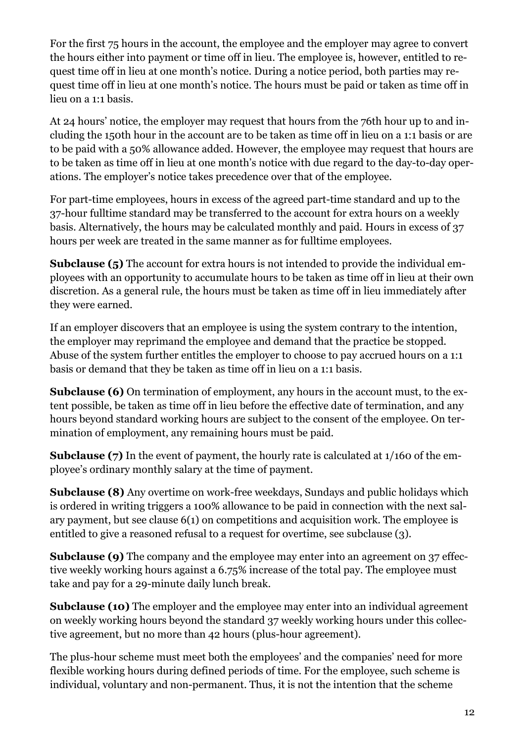For the first 75 hours in the account, the employee and the employer may agree to convert the hours either into payment or time off in lieu. The employee is, however, entitled to request time off in lieu at one month's notice. During a notice period, both parties may request time off in lieu at one month's notice. The hours must be paid or taken as time off in lieu on a 1:1 basis.

At 24 hours' notice, the employer may request that hours from the 76th hour up to and including the 150th hour in the account are to be taken as time off in lieu on a 1:1 basis or are to be paid with a 50% allowance added. However, the employee may request that hours are to be taken as time off in lieu at one month's notice with due regard to the day-to-day operations. The employer's notice takes precedence over that of the employee.

For part-time employees, hours in excess of the agreed part-time standard and up to the 37-hour fulltime standard may be transferred to the account for extra hours on a weekly basis. Alternatively, the hours may be calculated monthly and paid. Hours in excess of 37 hours per week are treated in the same manner as for fulltime employees.

**Subclause (5)** The account for extra hours is not intended to provide the individual employees with an opportunity to accumulate hours to be taken as time off in lieu at their own discretion. As a general rule, the hours must be taken as time off in lieu immediately after they were earned.

If an employer discovers that an employee is using the system contrary to the intention, the employer may reprimand the employee and demand that the practice be stopped. Abuse of the system further entitles the employer to choose to pay accrued hours on a 1:1 basis or demand that they be taken as time off in lieu on a 1:1 basis.

**Subclause (6)** On termination of employment, any hours in the account must, to the extent possible, be taken as time off in lieu before the effective date of termination, and any hours beyond standard working hours are subject to the consent of the employee. On termination of employment, any remaining hours must be paid.

**Subclause (7)** In the event of payment, the hourly rate is calculated at 1/160 of the employee's ordinary monthly salary at the time of payment.

**Subclause (8)** Any overtime on work-free weekdays, Sundays and public holidays which is ordered in writing triggers a 100% allowance to be paid in connection with the next salary payment, but see clause 6(1) on competitions and acquisition work. The employee is entitled to give a reasoned refusal to a request for overtime, see subclause (3).

**Subclause (9)** The company and the employee may enter into an agreement on 37 effective weekly working hours against a 6.75% increase of the total pay. The employee must take and pay for a 29-minute daily lunch break.

**Subclause (10)** The employer and the employee may enter into an individual agreement on weekly working hours beyond the standard 37 weekly working hours under this collective agreement, but no more than 42 hours (plus-hour agreement).

The plus-hour scheme must meet both the employees' and the companies' need for more flexible working hours during defined periods of time. For the employee, such scheme is individual, voluntary and non-permanent. Thus, it is not the intention that the scheme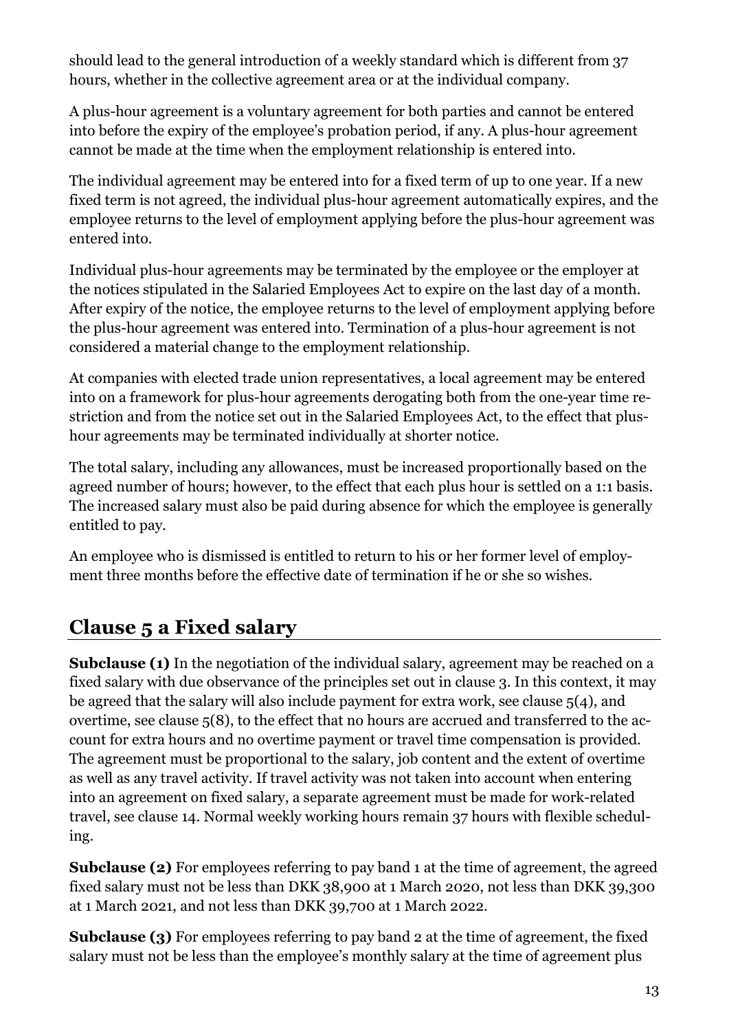should lead to the general introduction of a weekly standard which is different from 37 hours, whether in the collective agreement area or at the individual company.

A plus-hour agreement is a voluntary agreement for both parties and cannot be entered into before the expiry of the employee's probation period, if any. A plus-hour agreement cannot be made at the time when the employment relationship is entered into.

The individual agreement may be entered into for a fixed term of up to one year. If a new fixed term is not agreed, the individual plus-hour agreement automatically expires, and the employee returns to the level of employment applying before the plus-hour agreement was entered into.

Individual plus-hour agreements may be terminated by the employee or the employer at the notices stipulated in the Salaried Employees Act to expire on the last day of a month. After expiry of the notice, the employee returns to the level of employment applying before the plus-hour agreement was entered into. Termination of a plus-hour agreement is not considered a material change to the employment relationship.

At companies with elected trade union representatives, a local agreement may be entered into on a framework for plus-hour agreements derogating both from the one-year time restriction and from the notice set out in the Salaried Employees Act, to the effect that plus-hour agreements may be terminated individually at shorter notice.

The total salary, including any allowances, must be increased proportionally based on the agreed number of hours; however, to the effect that each plus hour is settled on a 1:1 basis. The increased salary must also be paid during absence for which the employee is generally entitled to pay.

An employee who is dismissed is entitled to return to his or her former level of employment three months before the effective date of termination if he or she so wishes.

## Clause 5 a Fixed salary

**Subclause (1)** In the negotiation of the individual salary, agreement may be reached on a fixed salary with due observance of the principles set out in clause 3. In this context, it may be agreed that the salary will also include payment for extra work, see clause 5(4), and overtime, see clause 5(8), to the effect that no hours are accrued and transferred to the account for extra hours and no overtime payment or travel time compensation is provided. The agreement must be proportional to the salary, job content and the extent of overtime as well as any travel activity. If travel activity was not taken into account when entering into an agreement on fixed salary, a separate agreement must be made for work-related travel, see clause 14. Normal weekly working hours remain 37 hours with flexible scheduling.

**Subclause (2)** For employees referring to pay band 1 at the time of agreement, the agreed fixed salary must not be less than DKK 38,900 at 1 March 2020, not less than DKK 39,300 at 1 March 2021, and not less than DKK 39,700 at 1 March 2022.

**Subclause (3)** For employees referring to pay band 2 at the time of agreement, the fixed salary must not be less than the employee's monthly salary at the time of agreement plus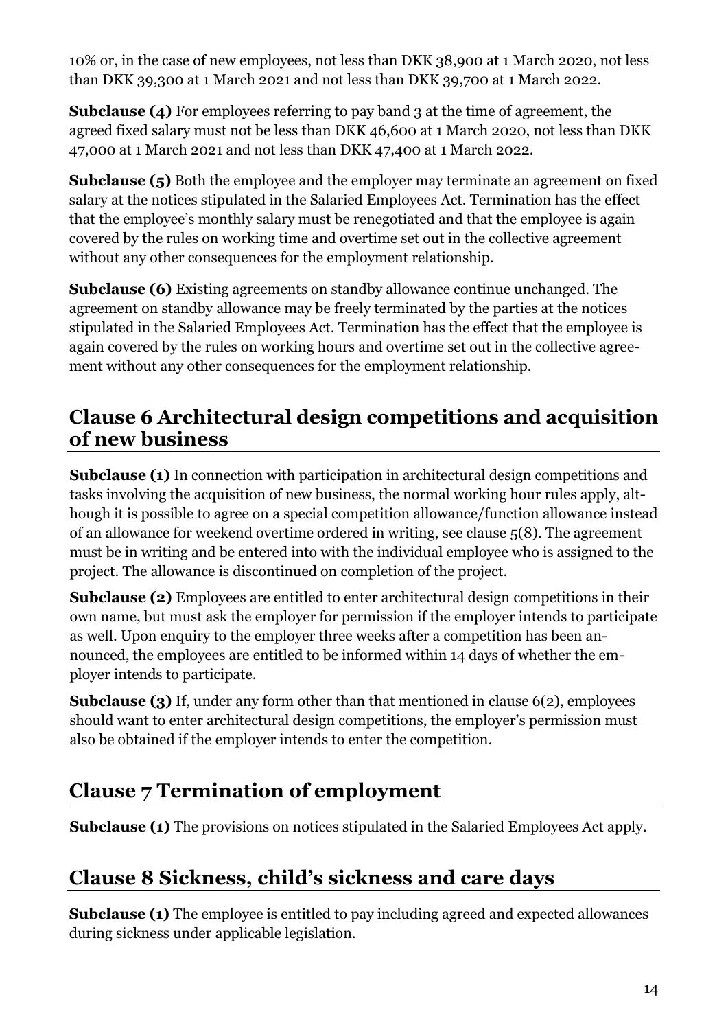10% or, in the case of new employees, not less than DKK 38,900 at 1 March 2020, not less than DKK 39,300 at 1 March 2021 and not less than DKK 39,700 at 1 March 2022.

**Subclause (4)** For employees referring to pay band 3 at the time of agreement, the agreed fixed salary must not be less than DKK 46,600 at 1 March 2020, not less than DKK 47,000 at 1 March 2021 and not less than DKK 47,400 at 1 March 2022.

**Subclause (5)** Both the employee and the employer may terminate an agreement on fixed salary at the notices stipulated in the Salaried Employees Act. Termination has the effect that the employee's monthly salary must be renegotiated and that the employee is again covered by the rules on working time and overtime set out in the collective agreement without any other consequences for the employment relationship.

**Subclause (6)** Existing agreements on standby allowance continue unchanged. The agreement on standby allowance may be freely terminated by the parties at the notices stipulated in the Salaried Employees Act. Termination has the effect that the employee is again covered by the rules on working hours and overtime set out in the collective agreement without any other consequences for the employment relationship.

## Clause 6 Architectural design competitions and acquisition of new business

**Subclause (1)** In connection with participation in architectural design competitions and tasks involving the acquisition of new business, the normal working hour rules apply, although it is possible to agree on a special competition allowance/function allowance instead of an allowance for weekend overtime ordered in writing, see clause 5(8). The agreement must be in writing and be entered into with the individual employee who is assigned to the project. The allowance is discontinued on completion of the project.

**Subclause (2)** Employees are entitled to enter architectural design competitions in their own name, but must ask the employer for permission if the employer intends to participate as well. Upon enquiry to the employer three weeks after a competition has been announced, the employees are entitled to be informed within 14 days of whether the employer intends to participate.

**Subclause (3)** If, under any form other than that mentioned in clause 6(2), employees should want to enter architectural design competitions, the employer's permission must also be obtained if the employer intends to enter the competition.

## Clause 7 Termination of employment

**Subclause (1)** The provisions on notices stipulated in the Salaried Employees Act apply.

## Clause 8 Sickness, child's sickness and care days

**Subclause (1)** The employee is entitled to pay including agreed and expected allowances during sickness under applicable legislation.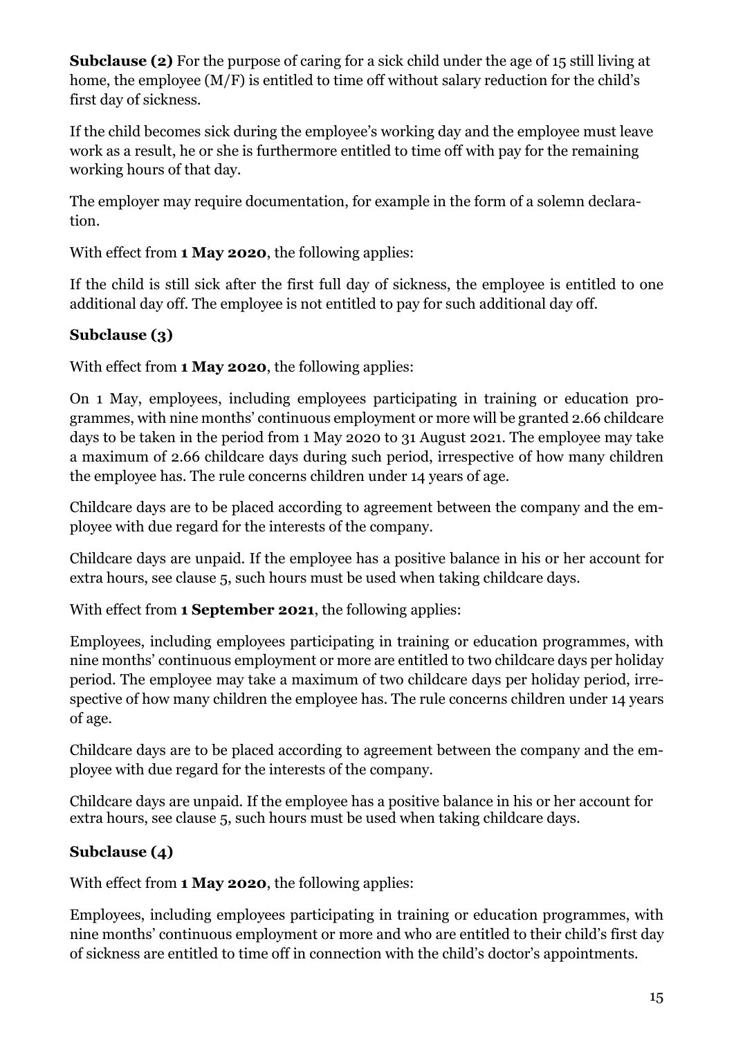**Subclause (2)** For the purpose of caring for a sick child under the age of 15 still living at home, the employee (M/F) is entitled to time off without salary reduction for the child's first day of sickness.

If the child becomes sick during the employee's working day and the employee must leave work as a result, he or she is furthermore entitled to time off with pay for the remaining working hours of that day.

The employer may require documentation, for example in the form of a solemn declaration.

With effect from **1 May 2020**, the following applies:

If the child is still sick after the first full day of sickness, the employee is entitled to one additional day off. The employee is not entitled to pay for such additional day off.

**Subclause (3)**

With effect from **1 May 2020**, the following applies:

On 1 May, employees, including employees participating in training or education programmes, with nine months' continuous employment or more will be granted 2.66 childcare days to be taken in the period from 1 May 2020 to 31 August 2021. The employee may take a maximum of 2.66 childcare days during such period, irrespective of how many children the employee has. The rule concerns children under 14 years of age.

Childcare days are to be placed according to agreement between the company and the employee with due regard for the interests of the company.

Childcare days are unpaid. If the employee has a positive balance in his or her account for extra hours, see clause 5, such hours must be used when taking childcare days.

With effect from **1 September 2021**, the following applies:

Employees, including employees participating in training or education programmes, with nine months' continuous employment or more are entitled to two childcare days per holiday period. The employee may take a maximum of two childcare days per holiday period, irrespective of how many children the employee has. The rule concerns children under 14 years of age.

Childcare days are to be placed according to agreement between the company and the employee with due regard for the interests of the company.

Childcare days are unpaid. If the employee has a positive balance in his or her account for extra hours, see clause 5, such hours must be used when taking childcare days.

**Subclause (4)**

With effect from **1 May 2020**, the following applies:

Employees, including employees participating in training or education programmes, with nine months' continuous employment or more and who are entitled to their child's first day of sickness are entitled to time off in connection with the child's doctor's appointments.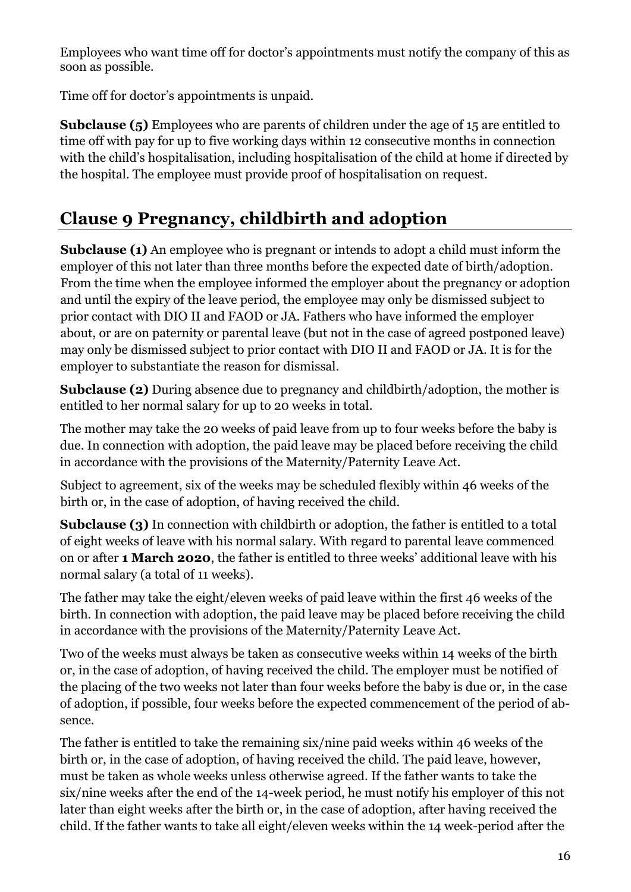Employees who want time off for doctor's appointments must notify the company of this as soon as possible.

Time off for doctor's appointments is unpaid.

**Subclause (5)** Employees who are parents of children under the age of 15 are entitled to time off with pay for up to five working days within 12 consecutive months in connection with the child's hospitalisation, including hospitalisation of the child at home if directed by the hospital. The employee must provide proof of hospitalisation on request.

## Clause 9 Pregnancy, childbirth and adoption

**Subclause (1)** An employee who is pregnant or intends to adopt a child must inform the employer of this not later than three months before the expected date of birth/adoption. From the time when the employee informed the employer about the pregnancy or adoption and until the expiry of the leave period, the employee may only be dismissed subject to prior contact with DIO II and FAOD or JA. Fathers who have informed the employer about, or are on paternity or parental leave (but not in the case of agreed postponed leave) may only be dismissed subject to prior contact with DIO II and FAOD or JA. It is for the employer to substantiate the reason for dismissal.

**Subclause (2)** During absence due to pregnancy and childbirth/adoption, the mother is entitled to her normal salary for up to 20 weeks in total.

The mother may take the 20 weeks of paid leave from up to four weeks before the baby is due. In connection with adoption, the paid leave may be placed before receiving the child in accordance with the provisions of the Maternity/Paternity Leave Act.

Subject to agreement, six of the weeks may be scheduled flexibly within 46 weeks of the birth or, in the case of adoption, of having received the child.

**Subclause (3)** In connection with childbirth or adoption, the father is entitled to a total of eight weeks of leave with his normal salary. With regard to parental leave commenced on or after **1 March 2020**, the father is entitled to three weeks' additional leave with his normal salary (a total of 11 weeks).

The father may take the eight/eleven weeks of paid leave within the first 46 weeks of the birth. In connection with adoption, the paid leave may be placed before receiving the child in accordance with the provisions of the Maternity/Paternity Leave Act.

Two of the weeks must always be taken as consecutive weeks within 14 weeks of the birth or, in the case of adoption, of having received the child. The employer must be notified of the placing of the two weeks not later than four weeks before the baby is due or, in the case of adoption, if possible, four weeks before the expected commencement of the period of absence.

The father is entitled to take the remaining six/nine paid weeks within 46 weeks of the birth or, in the case of adoption, of having received the child. The paid leave, however, must be taken as whole weeks unless otherwise agreed. If the father wants to take the six/nine weeks after the end of the 14-week period, he must notify his employer of this not later than eight weeks after the birth or, in the case of adoption, after having received the child. If the father wants to take all eight/eleven weeks within the 14 week-period after the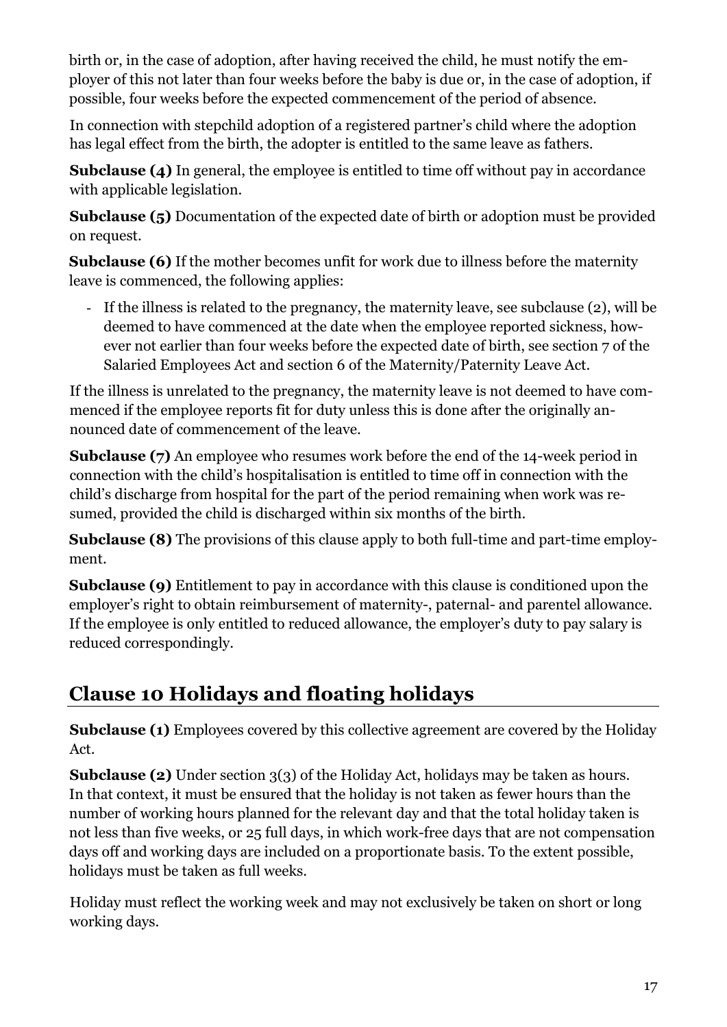birth or, in the case of adoption, after having received the child, he must notify the employer of this not later than four weeks before the baby is due or, in the case of adoption, if possible, four weeks before the expected commencement of the period of absence.

In connection with stepchild adoption of a registered partner's child where the adoption has legal effect from the birth, the adopter is entitled to the same leave as fathers.

**Subclause (4)** In general, the employee is entitled to time off without pay in accordance with applicable legislation.

**Subclause (5)** Documentation of the expected date of birth or adoption must be provided on request.

**Subclause (6)** If the mother becomes unfit for work due to illness before the maternity leave is commenced, the following applies:

- If the illness is related to the pregnancy, the maternity leave, see subclause (2), will be deemed to have commenced at the date when the employee reported sickness, however not earlier than four weeks before the expected date of birth, see section 7 of the Salaried Employees Act and section 6 of the Maternity/Paternity Leave Act.

If the illness is unrelated to the pregnancy, the maternity leave is not deemed to have commenced if the employee reports fit for duty unless this is done after the originally announced date of commencement of the leave.

**Subclause (7)** An employee who resumes work before the end of the 14-week period in connection with the child's hospitalisation is entitled to time off in connection with the child's discharge from hospital for the part of the period remaining when work was resumed, provided the child is discharged within six months of the birth.

**Subclause (8)** The provisions of this clause apply to both full-time and part-time employment.

**Subclause (9)** Entitlement to pay in accordance with this clause is conditioned upon the employer's right to obtain reimbursement of maternity-, paternal- and parentel allowance. If the employee is only entitled to reduced allowance, the employer's duty to pay salary is reduced correspondingly.

## Clause 10 Holidays and floating holidays

**Subclause (1)** Employees covered by this collective agreement are covered by the Holiday Act.

**Subclause (2)** Under section 3(3) of the Holiday Act, holidays may be taken as hours. In that context, it must be ensured that the holiday is not taken as fewer hours than the number of working hours planned for the relevant day and that the total holiday taken is not less than five weeks, or 25 full days, in which work-free days that are not compensation days off and working days are included on a proportionate basis. To the extent possible, holidays must be taken as full weeks.

Holiday must reflect the working week and may not exclusively be taken on short or long working days.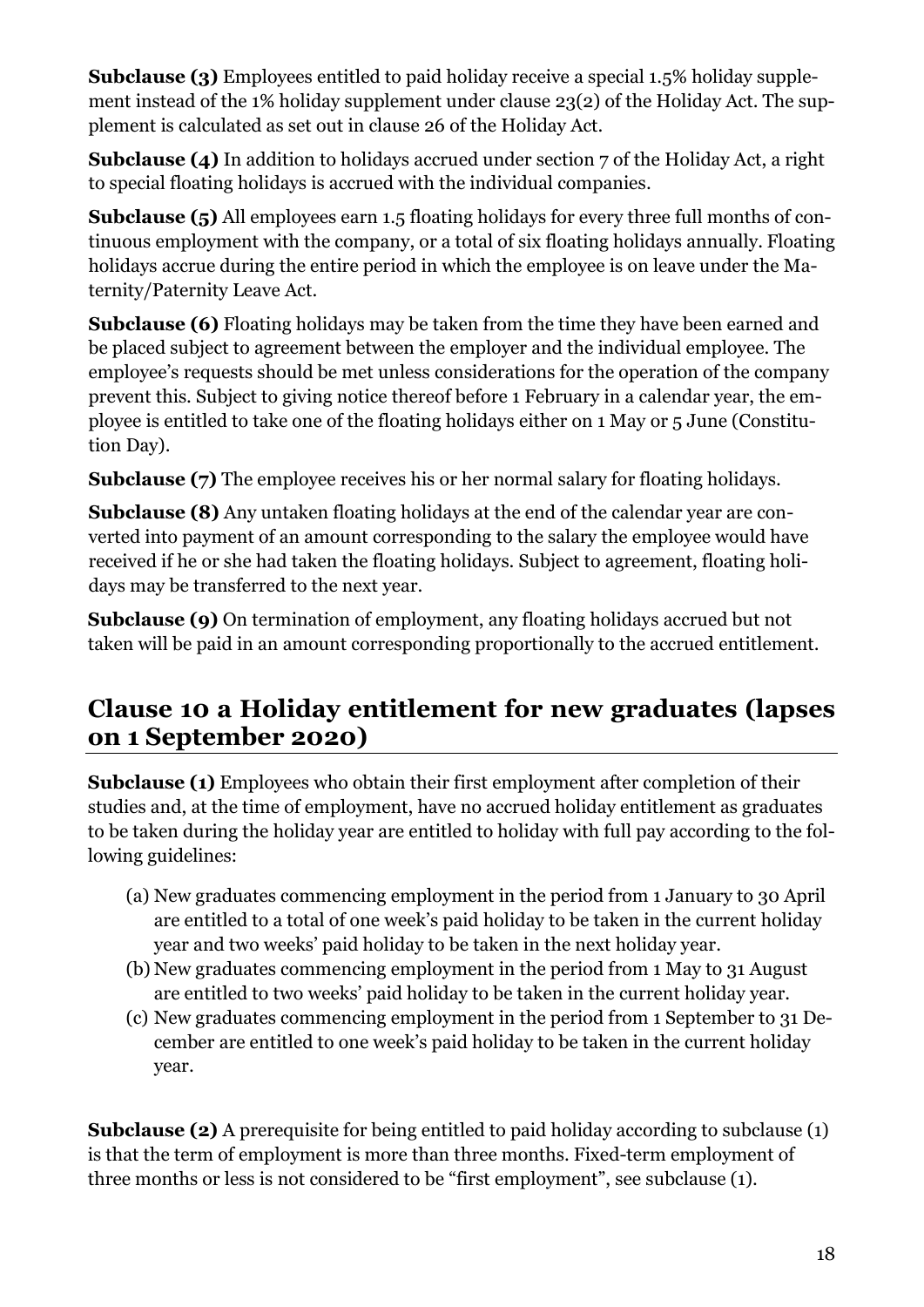**Subclause (3)** Employees entitled to paid holiday receive a special 1.5% holiday supplement instead of the 1% holiday supplement under clause 23(2) of the Holiday Act. The supplement is calculated as set out in clause 26 of the Holiday Act.

**Subclause (4)** In addition to holidays accrued under section 7 of the Holiday Act, a right to special floating holidays is accrued with the individual companies.

**Subclause (5)** All employees earn 1.5 floating holidays for every three full months of continuous employment with the company, or a total of six floating holidays annually. Floating holidays accrue during the entire period in which the employee is on leave under the Maternity/Paternity Leave Act.

**Subclause (6)** Floating holidays may be taken from the time they have been earned and be placed subject to agreement between the employer and the individual employee. The employee's requests should be met unless considerations for the operation of the company prevent this. Subject to giving notice thereof before 1 February in a calendar year, the employee is entitled to take one of the floating holidays either on 1 May or 5 June (Constitution Day).

**Subclause (7)** The employee receives his or her normal salary for floating holidays.

**Subclause (8)** Any untaken floating holidays at the end of the calendar year are converted into payment of an amount corresponding to the salary the employee would have received if he or she had taken the floating holidays. Subject to agreement, floating holidays may be transferred to the next year.

**Subclause (9)** On termination of employment, any floating holidays accrued but not taken will be paid in an amount corresponding proportionally to the accrued entitlement.

## Clause 10 a Holiday entitlement for new graduates (lapses on 1 September 2020)

**Subclause (1)** Employees who obtain their first employment after completion of their studies and, at the time of employment, have no accrued holiday entitlement as graduates to be taken during the holiday year are entitled to holiday with full pay according to the following guidelines:

(a) New graduates commencing employment in the period from 1 January to 30 April are entitled to a total of one week's paid holiday to be taken in the current holiday year and two weeks' paid holiday to be taken in the next holiday year.

(b) New graduates commencing employment in the period from 1 May to 31 August are entitled to two weeks' paid holiday to be taken in the current holiday year.

(c) New graduates commencing employment in the period from 1 September to 31 December are entitled to one week's paid holiday to be taken in the current holiday year.

**Subclause (2)** A prerequisite for being entitled to paid holiday according to subclause (1) is that the term of employment is more than three months. Fixed-term employment of three months or less is not considered to be "first employment", see subclause (1).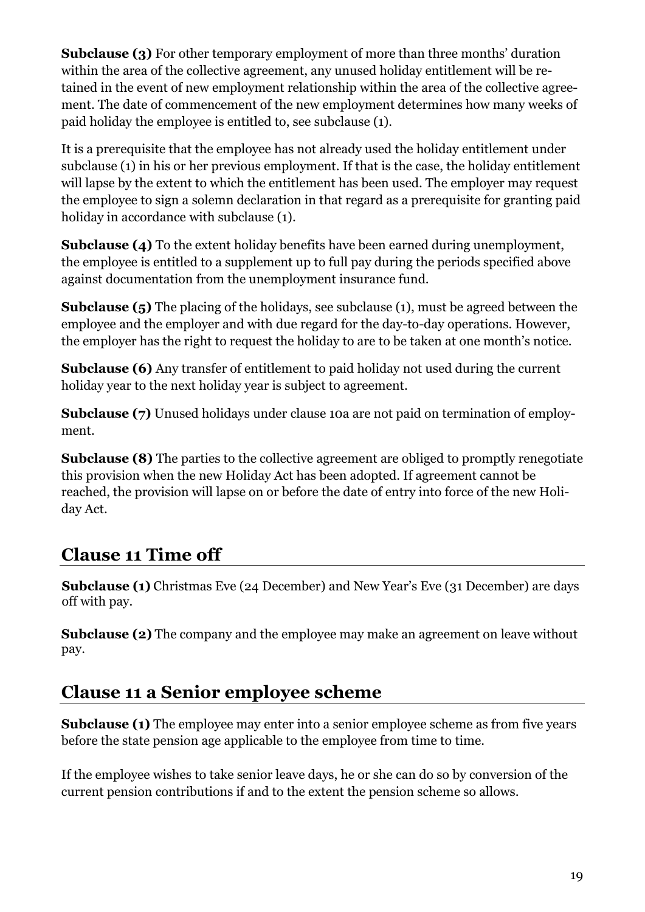**Subclause (3)** For other temporary employment of more than three months' duration within the area of the collective agreement, any unused holiday entitlement will be retained in the event of new employment relationship within the area of the collective agreement. The date of commencement of the new employment determines how many weeks of paid holiday the employee is entitled to, see subclause (1).

It is a prerequisite that the employee has not already used the holiday entitlement under subclause (1) in his or her previous employment. If that is the case, the holiday entitlement will lapse by the extent to which the entitlement has been used. The employer may request the employee to sign a solemn declaration in that regard as a prerequisite for granting paid holiday in accordance with subclause (1).

**Subclause (4)** To the extent holiday benefits have been earned during unemployment, the employee is entitled to a supplement up to full pay during the periods specified above against documentation from the unemployment insurance fund.

**Subclause (5)** The placing of the holidays, see subclause (1), must be agreed between the employee and the employer and with due regard for the day-to-day operations. However, the employer has the right to request the holiday to are to be taken at one month's notice.

**Subclause (6)** Any transfer of entitlement to paid holiday not used during the current holiday year to the next holiday year is subject to agreement.

**Subclause (7)** Unused holidays under clause 10a are not paid on termination of employment.

**Subclause (8)** The parties to the collective agreement are obliged to promptly renegotiate this provision when the new Holiday Act has been adopted. If agreement cannot be reached, the provision will lapse on or before the date of entry into force of the new Holiday Act.

## Clause 11 Time off

**Subclause (1)** Christmas Eve (24 December) and New Year's Eve (31 December) are days off with pay.

**Subclause (2)** The company and the employee may make an agreement on leave without pay.

## Clause 11 a Senior employee scheme

**Subclause (1)** The employee may enter into a senior employee scheme as from five years before the state pension age applicable to the employee from time to time.

If the employee wishes to take senior leave days, he or she can do so by conversion of the current pension contributions if and to the extent the pension scheme so allows.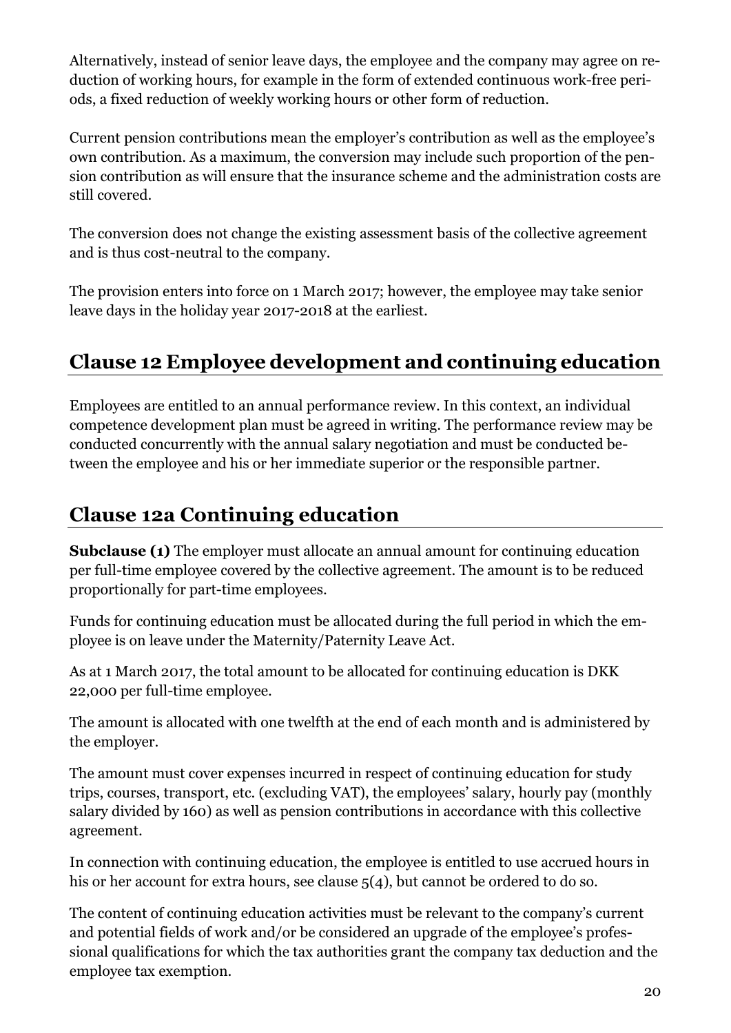Alternatively, instead of senior leave days, the employee and the company may agree on reduction of working hours, for example in the form of extended continuous work-free periods, a fixed reduction of weekly working hours or other form of reduction.

Current pension contributions mean the employer's contribution as well as the employee's own contribution. As a maximum, the conversion may include such proportion of the pension contribution as will ensure that the insurance scheme and the administration costs are still covered.

The conversion does not change the existing assessment basis of the collective agreement and is thus cost-neutral to the company.

The provision enters into force on 1 March 2017; however, the employee may take senior leave days in the holiday year 2017-2018 at the earliest.

## Clause 12 Employee development and continuing education

Employees are entitled to an annual performance review. In this context, an individual competence development plan must be agreed in writing. The performance review may be conducted concurrently with the annual salary negotiation and must be conducted between the employee and his or her immediate superior or the responsible partner.

## Clause 12a Continuing education

**Subclause (1)** The employer must allocate an annual amount for continuing education per full-time employee covered by the collective agreement. The amount is to be reduced proportionally for part-time employees.

Funds for continuing education must be allocated during the full period in which the employee is on leave under the Maternity/Paternity Leave Act.

As at 1 March 2017, the total amount to be allocated for continuing education is DKK 22,000 per full-time employee.

The amount is allocated with one twelfth at the end of each month and is administered by the employer.

The amount must cover expenses incurred in respect of continuing education for study trips, courses, transport, etc. (excluding VAT), the employees' salary, hourly pay (monthly salary divided by 160) as well as pension contributions in accordance with this collective agreement.

In connection with continuing education, the employee is entitled to use accrued hours in his or her account for extra hours, see clause 5(4), but cannot be ordered to do so.

The content of continuing education activities must be relevant to the company's current and potential fields of work and/or be considered an upgrade of the employee's professional qualifications for which the tax authorities grant the company tax deduction and the employee tax exemption.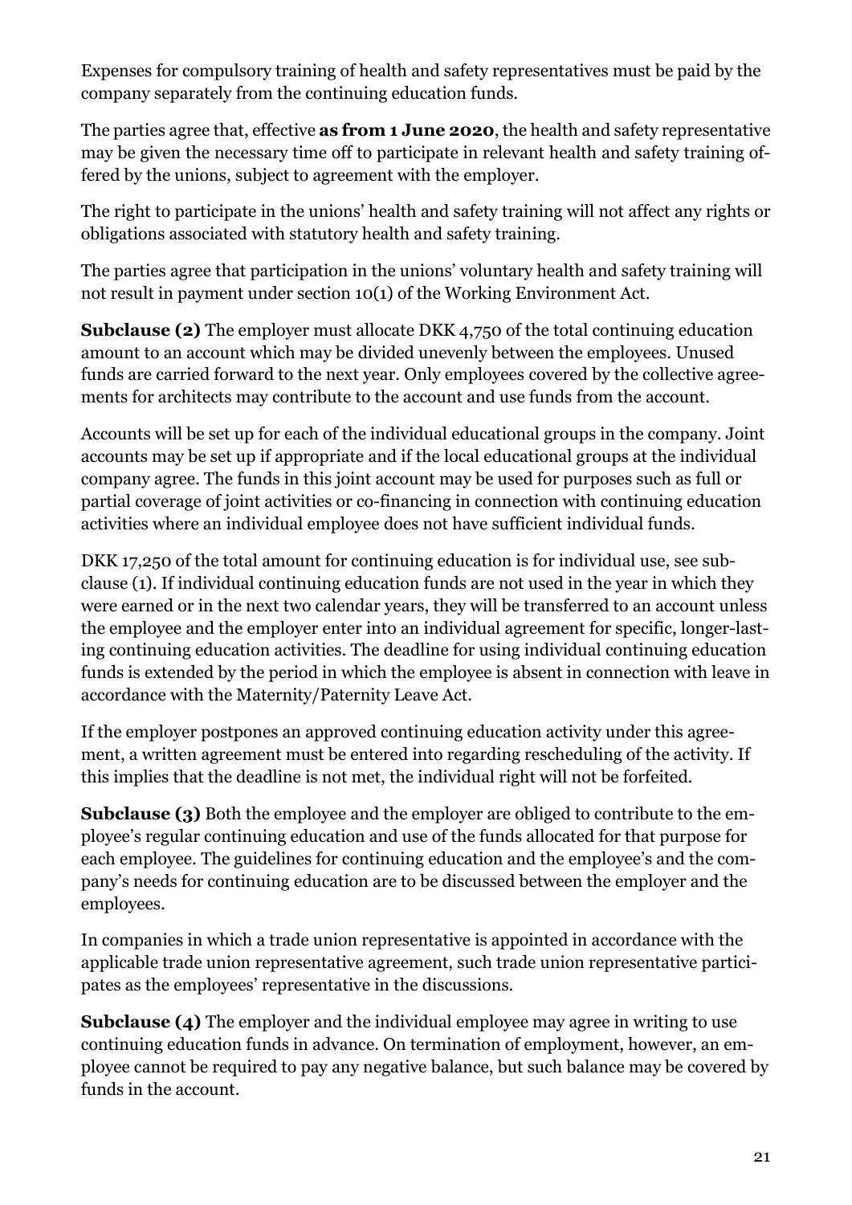Expenses for compulsory training of health and safety representatives must be paid by the company separately from the continuing education funds.

The parties agree that, effective **as from 1 June 2020**, the health and safety representative may be given the necessary time off to participate in relevant health and safety training offered by the unions, subject to agreement with the employer.

The right to participate in the unions' health and safety training will not affect any rights or obligations associated with statutory health and safety training.

The parties agree that participation in the unions' voluntary health and safety training will not result in payment under section 10(1) of the Working Environment Act.

**Subclause (2)** The employer must allocate DKK 4,750 of the total continuing education amount to an account which may be divided unevenly between the employees. Unused funds are carried forward to the next year. Only employees covered by the collective agreements for architects may contribute to the account and use funds from the account.

Accounts will be set up for each of the individual educational groups in the company. Joint accounts may be set up if appropriate and if the local educational groups at the individual company agree. The funds in this joint account may be used for purposes such as full or partial coverage of joint activities or co-financing in connection with continuing education activities where an individual employee does not have sufficient individual funds.

DKK 17,250 of the total amount for continuing education is for individual use, see subclause (1). If individual continuing education funds are not used in the year in which they were earned or in the next two calendar years, they will be transferred to an account unless the employee and the employer enter into an individual agreement for specific, longer-lasting continuing education activities. The deadline for using individual continuing education funds is extended by the period in which the employee is absent in connection with leave in accordance with the Maternity/Paternity Leave Act.

If the employer postpones an approved continuing education activity under this agreement, a written agreement must be entered into regarding rescheduling of the activity. If this implies that the deadline is not met, the individual right will not be forfeited.

**Subclause (3)** Both the employee and the employer are obliged to contribute to the employee's regular continuing education and use of the funds allocated for that purpose for each employee. The guidelines for continuing education and the employee's and the company's needs for continuing education are to be discussed between the employer and the employees.

In companies in which a trade union representative is appointed in accordance with the applicable trade union representative agreement, such trade union representative participates as the employees' representative in the discussions.

**Subclause (4)** The employer and the individual employee may agree in writing to use continuing education funds in advance. On termination of employment, however, an employee cannot be required to pay any negative balance, but such balance may be covered by funds in the account.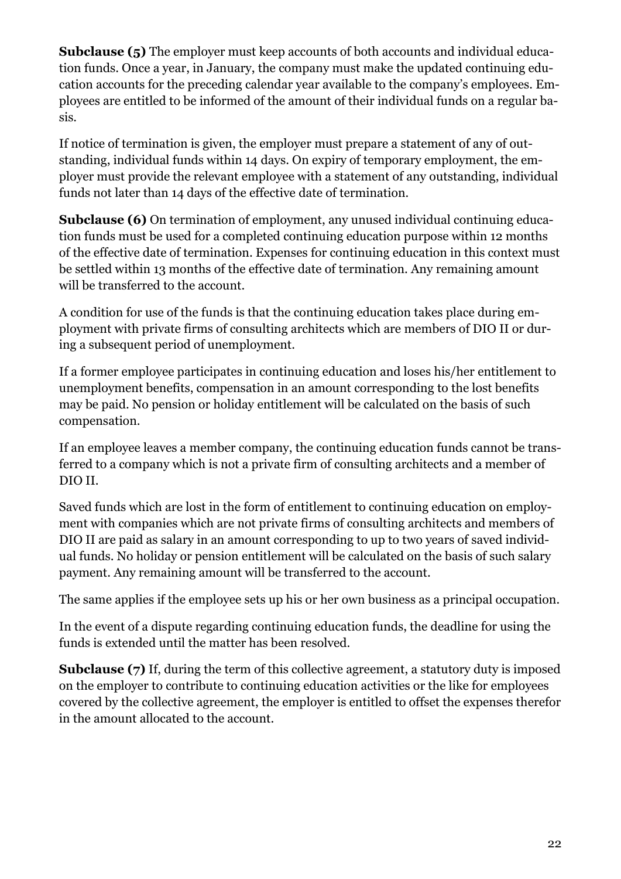**Subclause (5)** The employer must keep accounts of both accounts and individual education funds. Once a year, in January, the company must make the updated continuing education accounts for the preceding calendar year available to the company's employees. Employees are entitled to be informed of the amount of their individual funds on a regular basis.

If notice of termination is given, the employer must prepare a statement of any of outstanding, individual funds within 14 days. On expiry of temporary employment, the employer must provide the relevant employee with a statement of any outstanding, individual funds not later than 14 days of the effective date of termination.

**Subclause (6)** On termination of employment, any unused individual continuing education funds must be used for a completed continuing education purpose within 12 months of the effective date of termination. Expenses for continuing education in this context must be settled within 13 months of the effective date of termination. Any remaining amount will be transferred to the account.

A condition for use of the funds is that the continuing education takes place during employment with private firms of consulting architects which are members of DIO II or during a subsequent period of unemployment.

If a former employee participates in continuing education and loses his/her entitlement to unemployment benefits, compensation in an amount corresponding to the lost benefits may be paid. No pension or holiday entitlement will be calculated on the basis of such compensation.

If an employee leaves a member company, the continuing education funds cannot be transferred to a company which is not a private firm of consulting architects and a member of DIO II.

Saved funds which are lost in the form of entitlement to continuing education on employment with companies which are not private firms of consulting architects and members of DIO II are paid as salary in an amount corresponding to up to two years of saved individual funds. No holiday or pension entitlement will be calculated on the basis of such salary payment. Any remaining amount will be transferred to the account.

The same applies if the employee sets up his or her own business as a principal occupation.

In the event of a dispute regarding continuing education funds, the deadline for using the funds is extended until the matter has been resolved.

**Subclause (7)** If, during the term of this collective agreement, a statutory duty is imposed on the employer to contribute to continuing education activities or the like for employees covered by the collective agreement, the employer is entitled to offset the expenses therefor in the amount allocated to the account.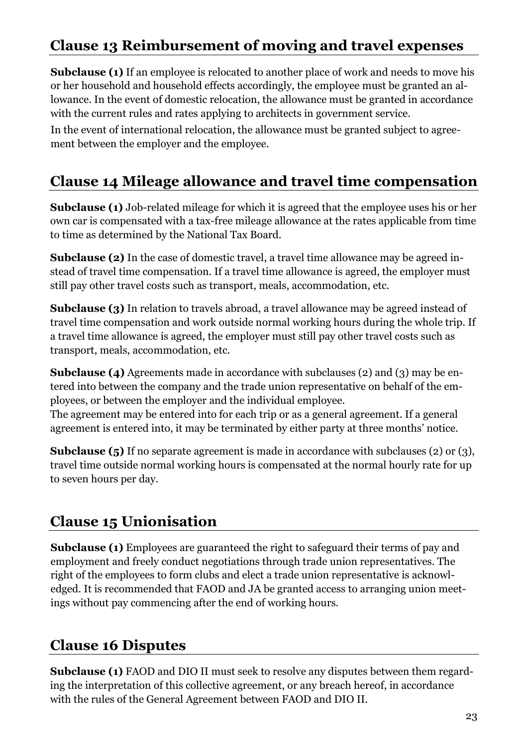## Clause 13 Reimbursement of moving and travel expenses

**Subclause (1)** If an employee is relocated to another place of work and needs to move his or her household and household effects accordingly, the employee must be granted an allowance. In the event of domestic relocation, the allowance must be granted in accordance with the current rules and rates applying to architects in government service.

In the event of international relocation, the allowance must be granted subject to agreement between the employer and the employee.

## Clause 14 Mileage allowance and travel time compensation

**Subclause (1)** Job-related mileage for which it is agreed that the employee uses his or her own car is compensated with a tax-free mileage allowance at the rates applicable from time to time as determined by the National Tax Board.

**Subclause (2)** In the case of domestic travel, a travel time allowance may be agreed instead of travel time compensation. If a travel time allowance is agreed, the employer must still pay other travel costs such as transport, meals, accommodation, etc.

**Subclause (3)** In relation to travels abroad, a travel allowance may be agreed instead of travel time compensation and work outside normal working hours during the whole trip. If a travel time allowance is agreed, the employer must still pay other travel costs such as transport, meals, accommodation, etc.

**Subclause (4)** Agreements made in accordance with subclauses (2) and (3) may be entered into between the company and the trade union representative on behalf of the employees, or between the employer and the individual employee.
The agreement may be entered into for each trip or as a general agreement. If a general agreement is entered into, it may be terminated by either party at three months' notice.

**Subclause (5)** If no separate agreement is made in accordance with subclauses (2) or (3), travel time outside normal working hours is compensated at the normal hourly rate for up to seven hours per day.

## Clause 15 Unionisation

**Subclause (1)** Employees are guaranteed the right to safeguard their terms of pay and employment and freely conduct negotiations through trade union representatives. The right of the employees to form clubs and elect a trade union representative is acknowledged. It is recommended that FAOD and JA be granted access to arranging union meetings without pay commencing after the end of working hours.

## Clause 16 Disputes

**Subclause (1)** FAOD and DIO II must seek to resolve any disputes between them regarding the interpretation of this collective agreement, or any breach hereof, in accordance with the rules of the General Agreement between FAOD and DIO II.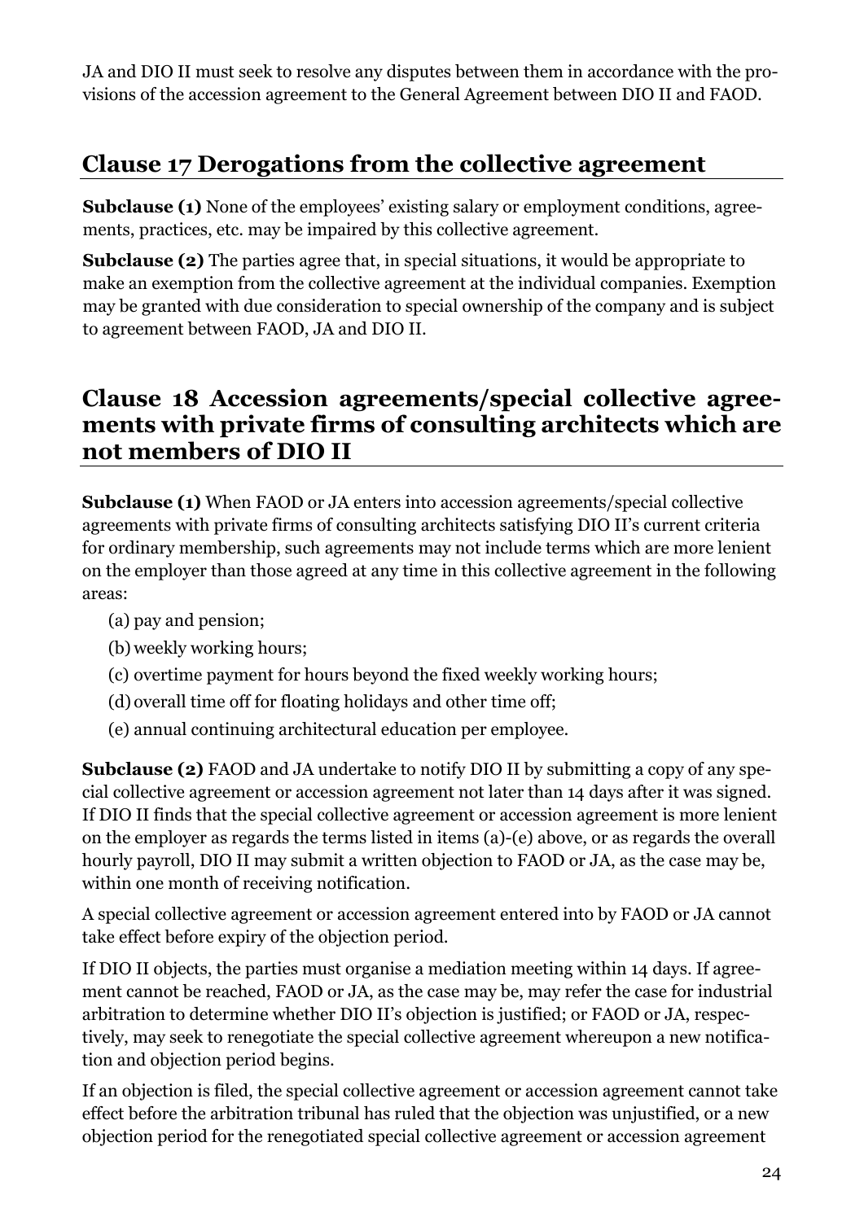JA and DIO II must seek to resolve any disputes between them in accordance with the provisions of the accession agreement to the General Agreement between DIO II and FAOD.

## Clause 17 Derogations from the collective agreement

**Subclause (1)** None of the employees' existing salary or employment conditions, agreements, practices, etc. may be impaired by this collective agreement.

**Subclause (2)** The parties agree that, in special situations, it would be appropriate to make an exemption from the collective agreement at the individual companies. Exemption may be granted with due consideration to special ownership of the company and is subject to agreement between FAOD, JA and DIO II.

## Clause 18 Accession agreements/special collective agreements with private firms of consulting architects which are not members of DIO II

**Subclause (1)** When FAOD or JA enters into accession agreements/special collective agreements with private firms of consulting architects satisfying DIO II's current criteria for ordinary membership, such agreements may not include terms which are more lenient on the employer than those agreed at any time in this collective agreement in the following areas:

(a) pay and pension;

(b) weekly working hours;

(c) overtime payment for hours beyond the fixed weekly working hours;

(d) overall time off for floating holidays and other time off;

(e) annual continuing architectural education per employee.

**Subclause (2)** FAOD and JA undertake to notify DIO II by submitting a copy of any special collective agreement or accession agreement not later than 14 days after it was signed. If DIO II finds that the special collective agreement or accession agreement is more lenient on the employer as regards the terms listed in items (a)-(e) above, or as regards the overall hourly payroll, DIO II may submit a written objection to FAOD or JA, as the case may be, within one month of receiving notification.

A special collective agreement or accession agreement entered into by FAOD or JA cannot take effect before expiry of the objection period.

If DIO II objects, the parties must organise a mediation meeting within 14 days. If agreement cannot be reached, FAOD or JA, as the case may be, may refer the case for industrial arbitration to determine whether DIO II's objection is justified; or FAOD or JA, respectively, may seek to renegotiate the special collective agreement whereupon a new notification and objection period begins.

If an objection is filed, the special collective agreement or accession agreement cannot take effect before the arbitration tribunal has ruled that the objection was unjustified, or a new objection period for the renegotiated special collective agreement or accession agreement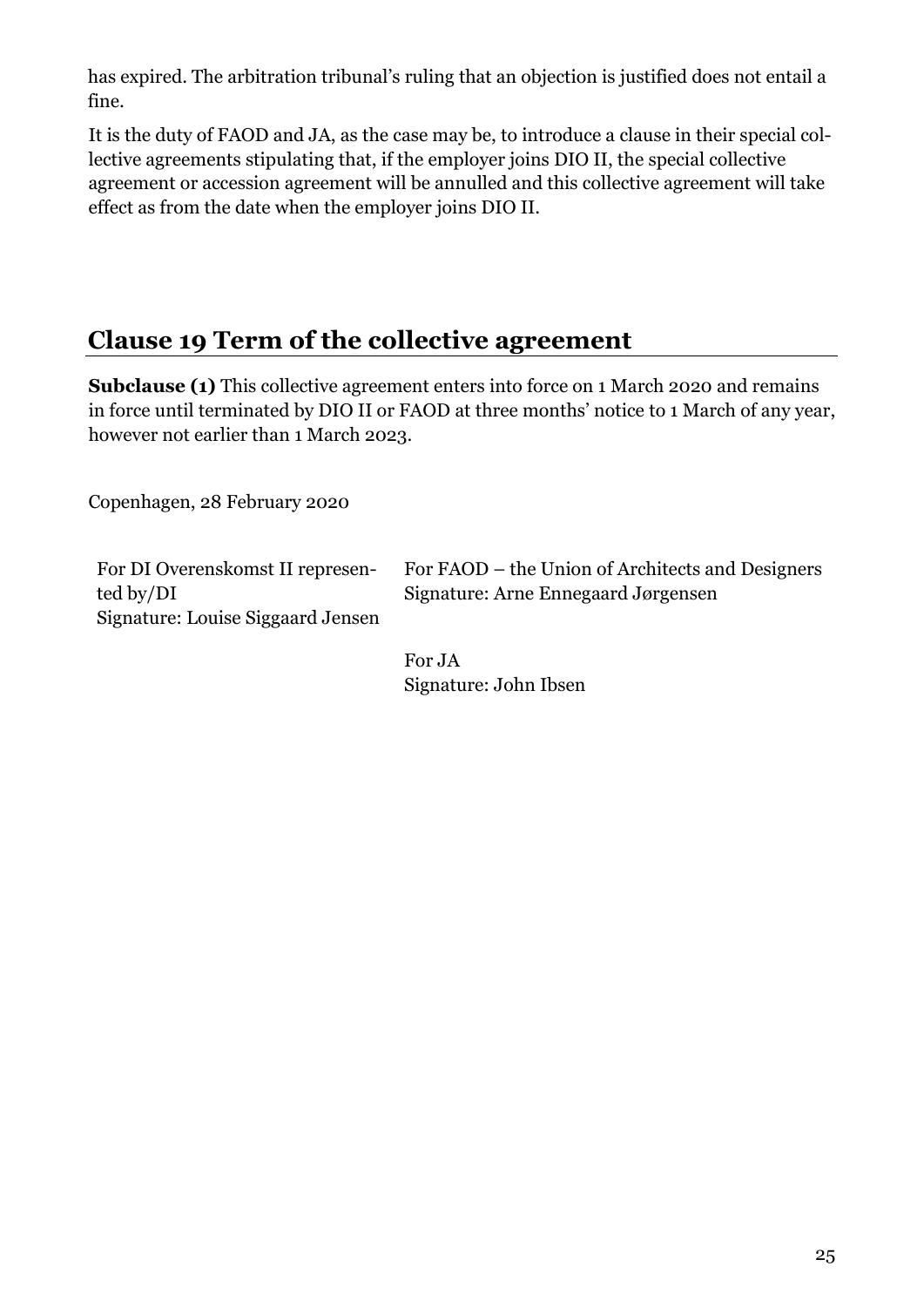has expired. The arbitration tribunal's ruling that an objection is justified does not entail a fine.

It is the duty of FAOD and JA, as the case may be, to introduce a clause in their special collective agreements stipulating that, if the employer joins DIO II, the special collective agreement or accession agreement will be annulled and this collective agreement will take effect as from the date when the employer joins DIO II.

## Clause 19 Term of the collective agreement

**Subclause (1)** This collective agreement enters into force on 1 March 2020 and remains in force until terminated by DIO II or FAOD at three months' notice to 1 March of any year, however not earlier than 1 March 2023.

Copenhagen, 28 February 2020

For DI Overenskomst II represented by/DI
Signature: Louise Siggaard Jensen

For FAOD – the Union of Architects and Designers
Signature: Arne Ennegaard Jørgensen

For JA
Signature: John Ibsen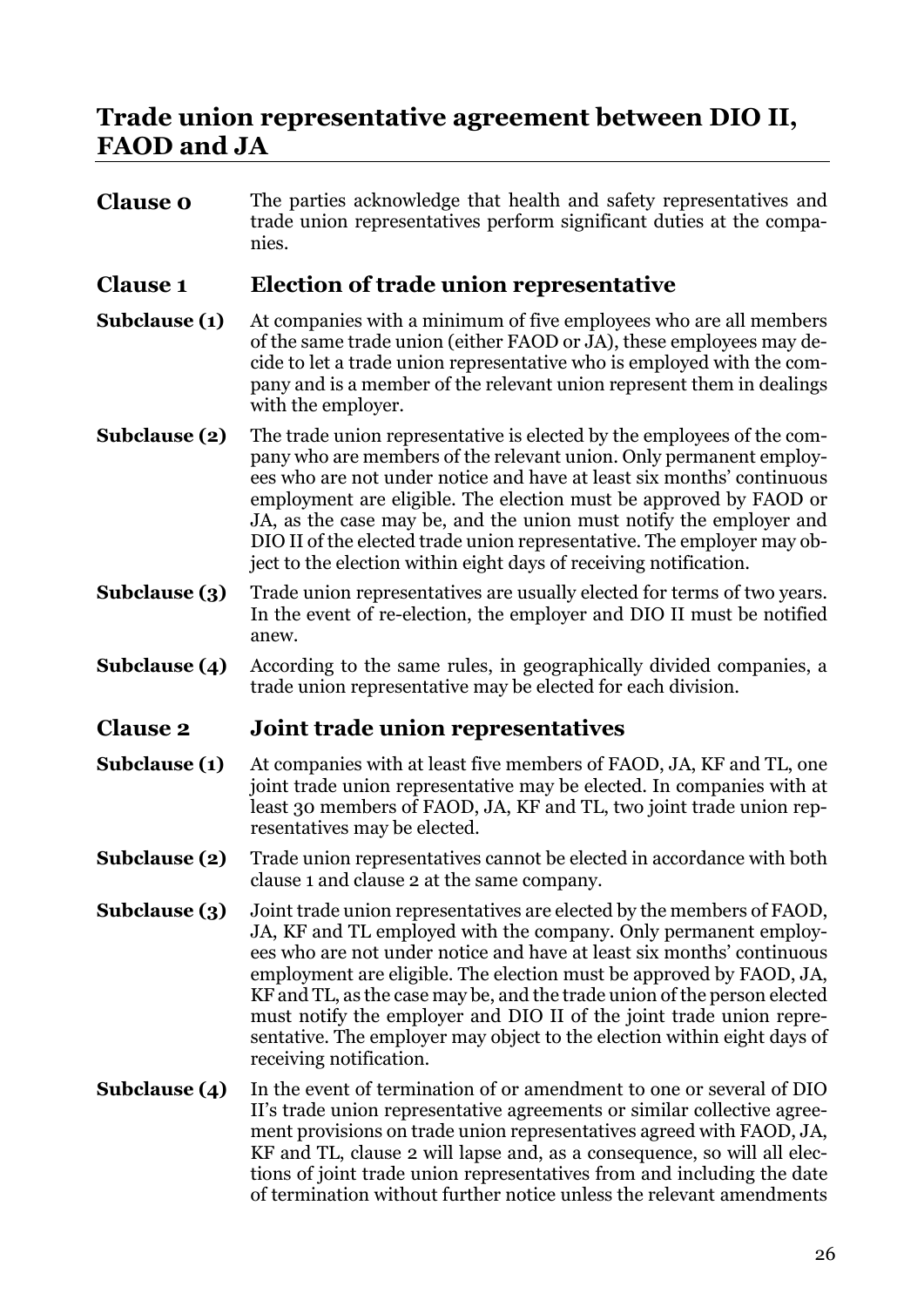## Trade union representative agreement between DIO II, FAOD and JA

**Clause 0** The parties acknowledge that health and safety representatives and trade union representatives perform significant duties at the companies.

### Clause 1 Election of trade union representative

**Subclause (1)** At companies with a minimum of five employees who are all members of the same trade union (either FAOD or JA), these employees may decide to let a trade union representative who is employed with the company and is a member of the relevant union represent them in dealings with the employer.

**Subclause (2)** The trade union representative is elected by the employees of the company who are members of the relevant union. Only permanent employees who are not under notice and have at least six months' continuous employment are eligible. The election must be approved by FAOD or JA, as the case may be, and the union must notify the employer and DIO II of the elected trade union representative. The employer may object to the election within eight days of receiving notification.

**Subclause (3)** Trade union representatives are usually elected for terms of two years. In the event of re-election, the employer and DIO II must be notified anew.

**Subclause (4)** According to the same rules, in geographically divided companies, a trade union representative may be elected for each division.

### Clause 2 Joint trade union representatives

**Subclause (1)** At companies with at least five members of FAOD, JA, KF and TL, one joint trade union representative may be elected. In companies with at least 30 members of FAOD, JA, KF and TL, two joint trade union representatives may be elected.

**Subclause (2)** Trade union representatives cannot be elected in accordance with both clause 1 and clause 2 at the same company.

**Subclause (3)** Joint trade union representatives are elected by the members of FAOD, JA, KF and TL employed with the company. Only permanent employees who are not under notice and have at least six months' continuous employment are eligible. The election must be approved by FAOD, JA, KF and TL, as the case may be, and the trade union of the person elected must notify the employer and DIO II of the joint trade union representative. The employer may object to the election within eight days of receiving notification.

**Subclause (4)** In the event of termination of or amendment to one or several of DIO II's trade union representative agreements or similar collective agreement provisions on trade union representatives agreed with FAOD, JA, KF and TL, clause 2 will lapse and, as a consequence, so will all elections of joint trade union representatives from and including the date of termination without further notice unless the relevant amendments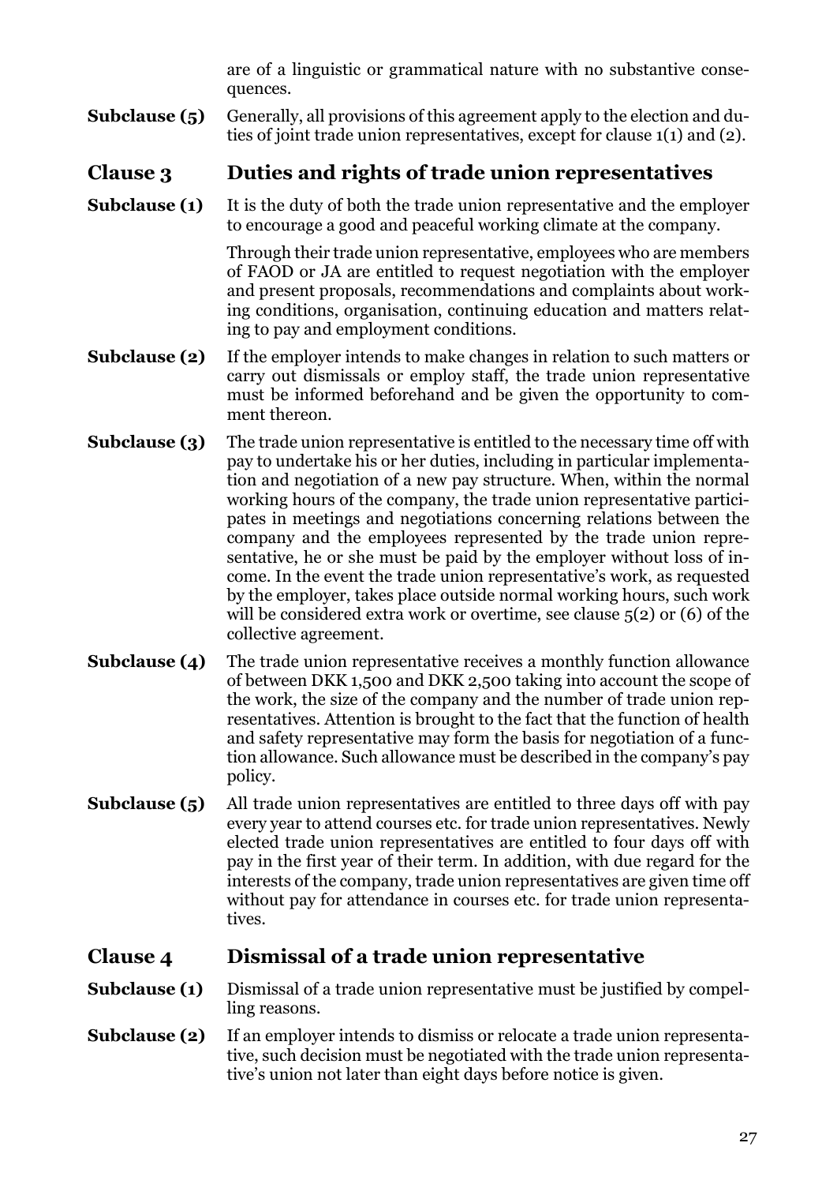are of a linguistic or grammatical nature with no substantive consequences.

**Subclause (5)** Generally, all provisions of this agreement apply to the election and duties of joint trade union representatives, except for clause 1(1) and (2).

## Clause 3 Duties and rights of trade union representatives

**Subclause (1)** It is the duty of both the trade union representative and the employer to encourage a good and peaceful working climate at the company.

Through their trade union representative, employees who are members of FAOD or JA are entitled to request negotiation with the employer and present proposals, recommendations and complaints about working conditions, organisation, continuing education and matters relating to pay and employment conditions.

**Subclause (2)** If the employer intends to make changes in relation to such matters or carry out dismissals or employ staff, the trade union representative must be informed beforehand and be given the opportunity to comment thereon.

**Subclause (3)** The trade union representative is entitled to the necessary time off with pay to undertake his or her duties, including in particular implementation and negotiation of a new pay structure. When, within the normal working hours of the company, the trade union representative participates in meetings and negotiations concerning relations between the company and the employees represented by the trade union representative, he or she must be paid by the employer without loss of income. In the event the trade union representative's work, as requested by the employer, takes place outside normal working hours, such work will be considered extra work or overtime, see clause 5(2) or (6) of the collective agreement.

**Subclause (4)** The trade union representative receives a monthly function allowance of between DKK 1,500 and DKK 2,500 taking into account the scope of the work, the size of the company and the number of trade union representatives. Attention is brought to the fact that the function of health and safety representative may form the basis for negotiation of a function allowance. Such allowance must be described in the company's pay policy.

**Subclause (5)** All trade union representatives are entitled to three days off with pay every year to attend courses etc. for trade union representatives. Newly elected trade union representatives are entitled to four days off with pay in the first year of their term. In addition, with due regard for the interests of the company, trade union representatives are given time off without pay for attendance in courses etc. for trade union representatives.

## Clause 4 Dismissal of a trade union representative

**Subclause (1)** Dismissal of a trade union representative must be justified by compelling reasons.

**Subclause (2)** If an employer intends to dismiss or relocate a trade union representative, such decision must be negotiated with the trade union representative's union not later than eight days before notice is given.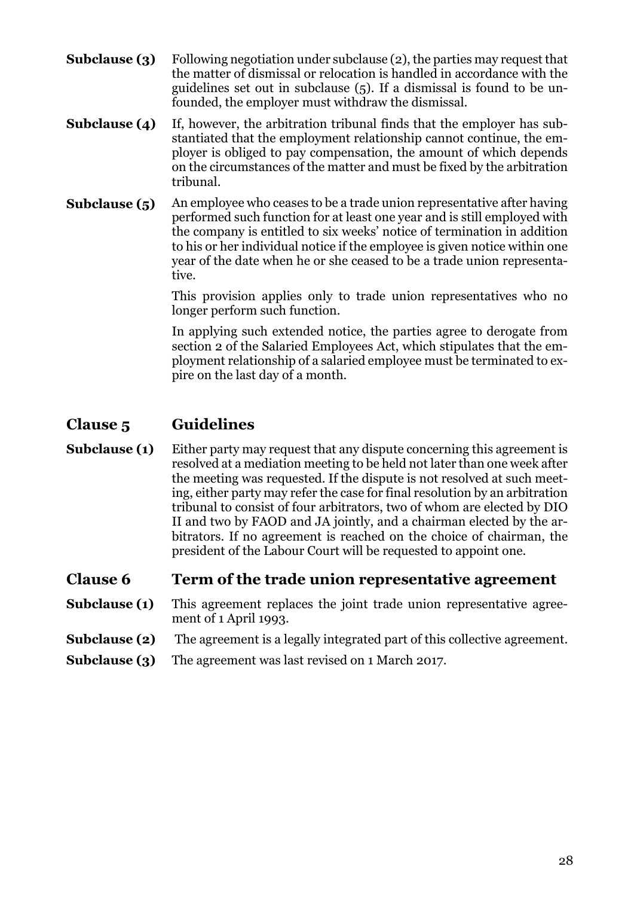**Subclause (3)** Following negotiation under subclause (2), the parties may request that the matter of dismissal or relocation is handled in accordance with the guidelines set out in subclause (5). If a dismissal is found to be unfounded, the employer must withdraw the dismissal.

**Subclause (4)** If, however, the arbitration tribunal finds that the employer has substantiated that the employment relationship cannot continue, the employer is obliged to pay compensation, the amount of which depends on the circumstances of the matter and must be fixed by the arbitration tribunal.

**Subclause (5)** An employee who ceases to be a trade union representative after having performed such function for at least one year and is still employed with the company is entitled to six weeks' notice of termination in addition to his or her individual notice if the employee is given notice within one year of the date when he or she ceased to be a trade union representative.

This provision applies only to trade union representatives who no longer perform such function.

In applying such extended notice, the parties agree to derogate from section 2 of the Salaried Employees Act, which stipulates that the employment relationship of a salaried employee must be terminated to expire on the last day of a month.

## Clause 5 Guidelines

**Subclause (1)** Either party may request that any dispute concerning this agreement is resolved at a mediation meeting to be held not later than one week after the meeting was requested. If the dispute is not resolved at such meeting, either party may refer the case for final resolution by an arbitration tribunal to consist of four arbitrators, two of whom are elected by DIO II and two by FAOD and JA jointly, and a chairman elected by the arbitrators. If no agreement is reached on the choice of chairman, the president of the Labour Court will be requested to appoint one.

## Clause 6 Term of the trade union representative agreement

**Subclause (1)** This agreement replaces the joint trade union representative agreement of 1 April 1993.

**Subclause (2)** The agreement is a legally integrated part of this collective agreement.

**Subclause (3)** The agreement was last revised on 1 March 2017.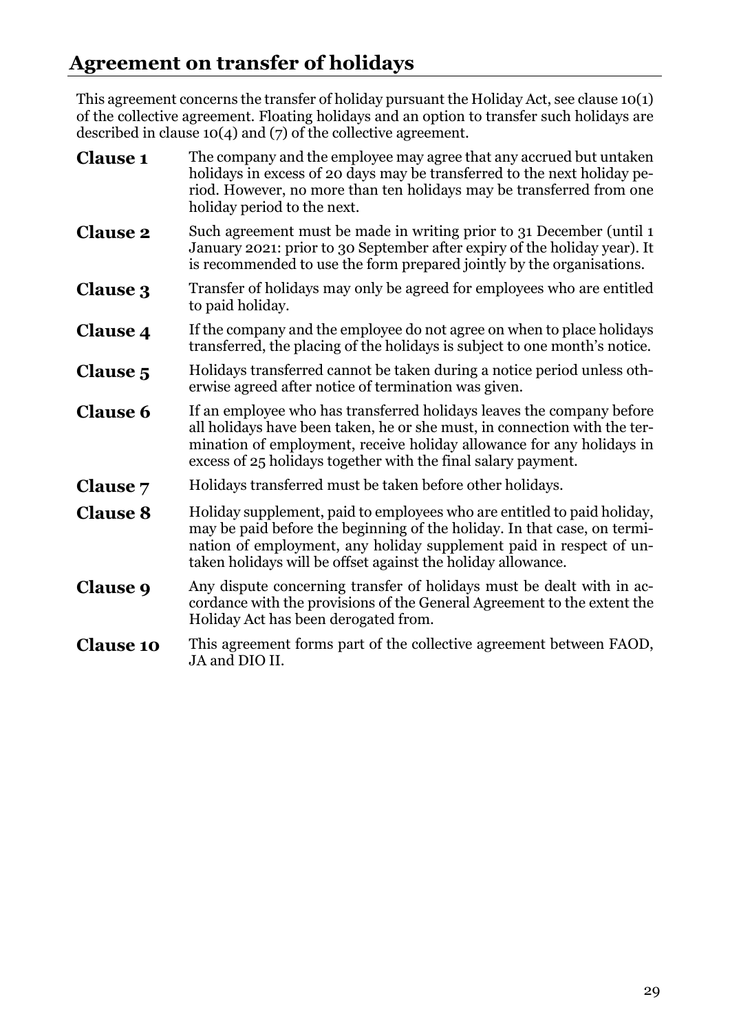## Agreement on transfer of holidays

This agreement concerns the transfer of holiday pursuant the Holiday Act, see clause 10(1) of the collective agreement. Floating holidays and an option to transfer such holidays are described in clause 10(4) and (7) of the collective agreement.

**Clause 1** The company and the employee may agree that any accrued but untaken holidays in excess of 20 days may be transferred to the next holiday period. However, no more than ten holidays may be transferred from one holiday period to the next.

**Clause 2** Such agreement must be made in writing prior to 31 December (until 1 January 2021: prior to 30 September after expiry of the holiday year). It is recommended to use the form prepared jointly by the organisations.

**Clause 3** Transfer of holidays may only be agreed for employees who are entitled to paid holiday.

**Clause 4** If the company and the employee do not agree on when to place holidays transferred, the placing of the holidays is subject to one month's notice.

**Clause 5** Holidays transferred cannot be taken during a notice period unless otherwise agreed after notice of termination was given.

**Clause 6** If an employee who has transferred holidays leaves the company before all holidays have been taken, he or she must, in connection with the termination of employment, receive holiday allowance for any holidays in excess of 25 holidays together with the final salary payment.

**Clause 7** Holidays transferred must be taken before other holidays.

**Clause 8** Holiday supplement, paid to employees who are entitled to paid holiday, may be paid before the beginning of the holiday. In that case, on termination of employment, any holiday supplement paid in respect of untaken holidays will be offset against the holiday allowance.

**Clause 9** Any dispute concerning transfer of holidays must be dealt with in accordance with the provisions of the General Agreement to the extent the Holiday Act has been derogated from.

**Clause 10** This agreement forms part of the collective agreement between FAOD, JA and DIO II.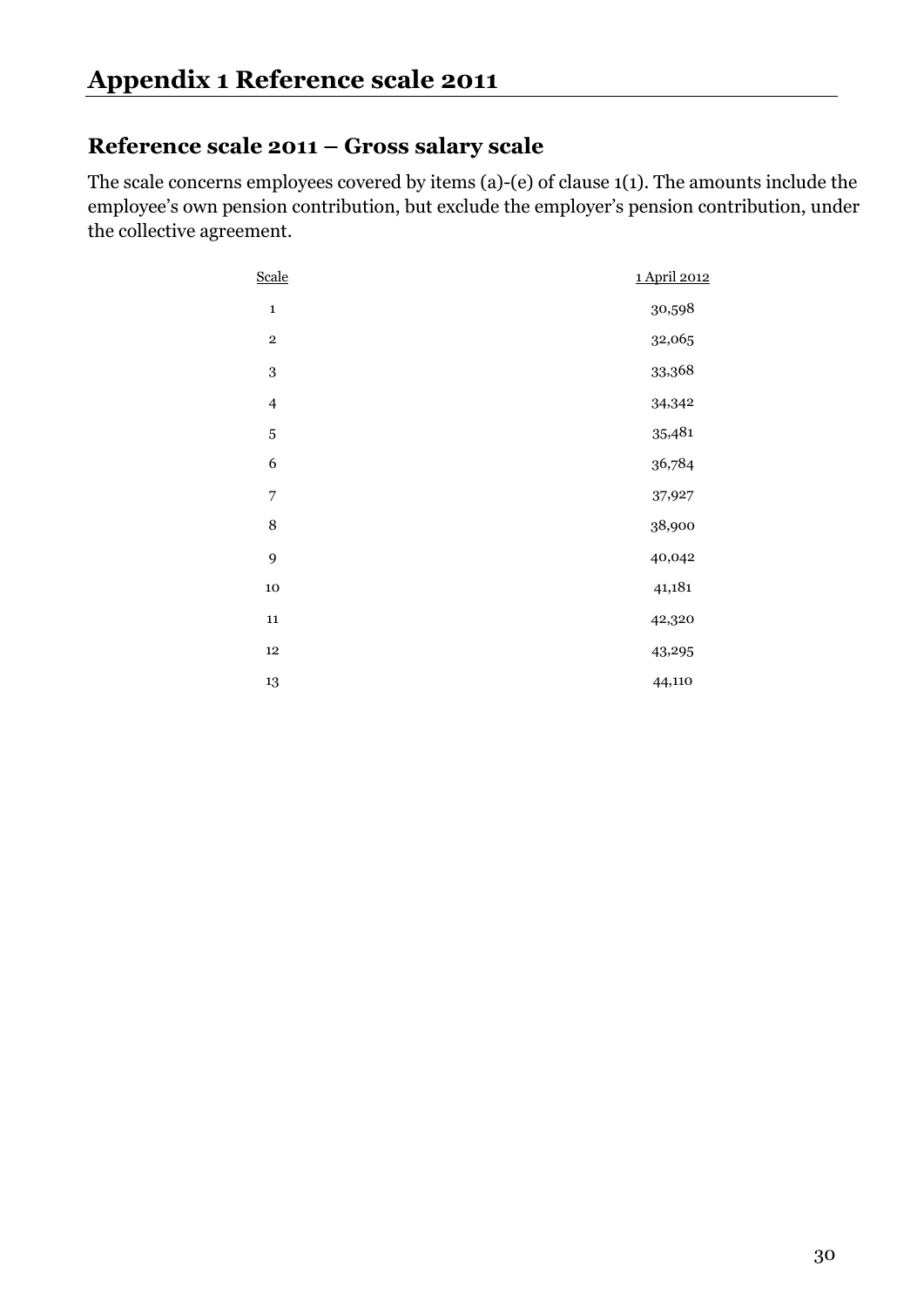# Appendix 1 Reference scale 2011

## Reference scale 2011 – Gross salary scale

The scale concerns employees covered by items (a)-(e) of clause 1(1). The amounts include the employee's own pension contribution, but exclude the employer's pension contribution, under the collective agreement.

| Scale | 1 April 2012 |
| --- | --- |
| 1 | 30,598 |
| 2 | 32,065 |
| 3 | 33,368 |
| 4 | 34,342 |
| 5 | 35,481 |
| 6 | 36,784 |
| 7 | 37,927 |
| 8 | 38,900 |
| 9 | 40,042 |
| 10 | 41,181 |
| 11 | 42,320 |
| 12 | 43,295 |
| 13 | 44,110 |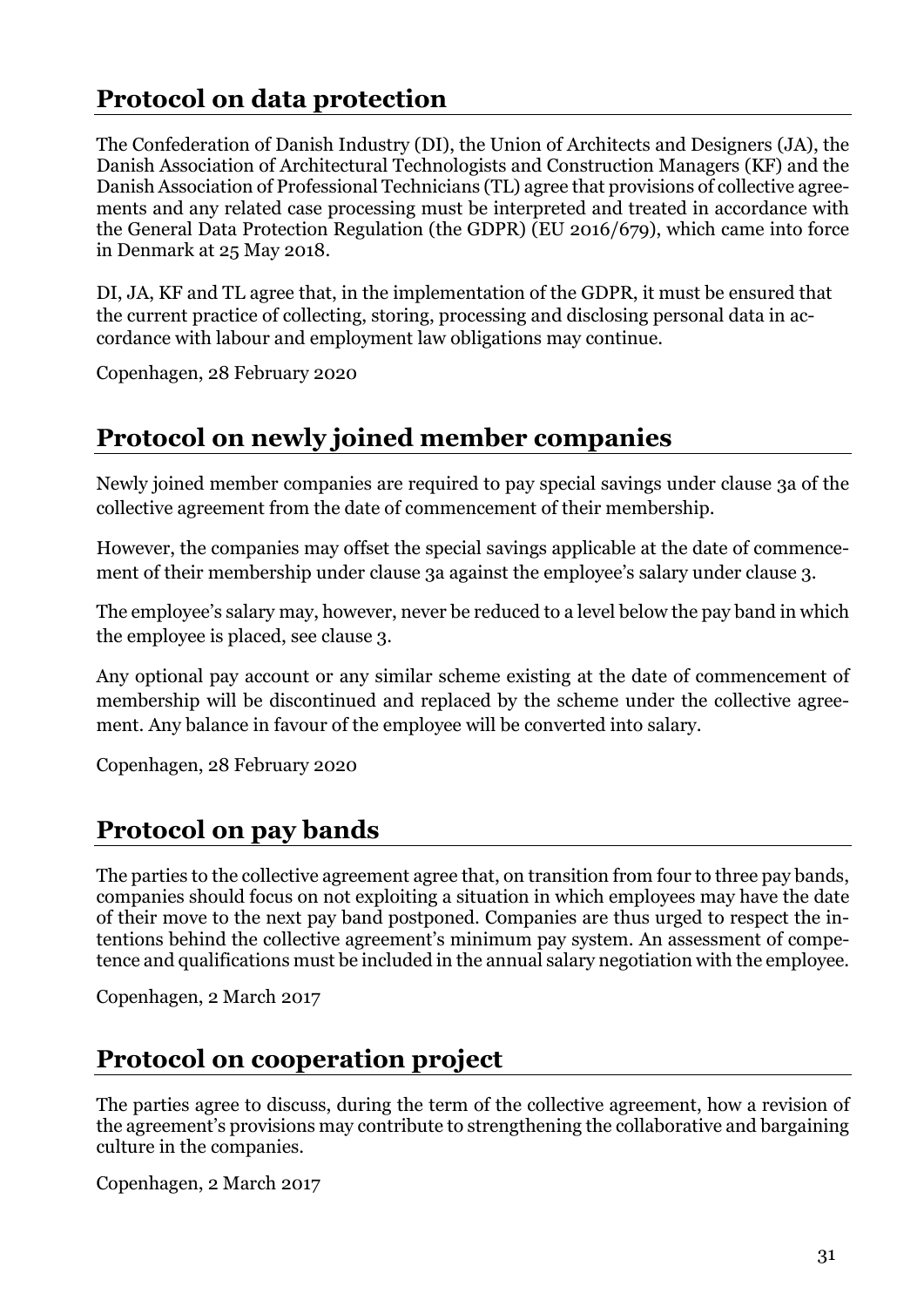## Protocol on data protection

The Confederation of Danish Industry (DI), the Union of Architects and Designers (JA), the Danish Association of Architectural Technologists and Construction Managers (KF) and the Danish Association of Professional Technicians (TL) agree that provisions of collective agreements and any related case processing must be interpreted and treated in accordance with the General Data Protection Regulation (the GDPR) (EU 2016/679), which came into force in Denmark at 25 May 2018.

DI, JA, KF and TL agree that, in the implementation of the GDPR, it must be ensured that the current practice of collecting, storing, processing and disclosing personal data in accordance with labour and employment law obligations may continue.

Copenhagen, 28 February 2020

## Protocol on newly joined member companies

Newly joined member companies are required to pay special savings under clause 3a of the collective agreement from the date of commencement of their membership.

However, the companies may offset the special savings applicable at the date of commencement of their membership under clause 3a against the employee's salary under clause 3.

The employee's salary may, however, never be reduced to a level below the pay band in which the employee is placed, see clause 3.

Any optional pay account or any similar scheme existing at the date of commencement of membership will be discontinued and replaced by the scheme under the collective agreement. Any balance in favour of the employee will be converted into salary.

Copenhagen, 28 February 2020

## Protocol on pay bands

The parties to the collective agreement agree that, on transition from four to three pay bands, companies should focus on not exploiting a situation in which employees may have the date of their move to the next pay band postponed. Companies are thus urged to respect the intentions behind the collective agreement's minimum pay system. An assessment of competence and qualifications must be included in the annual salary negotiation with the employee.

Copenhagen, 2 March 2017

## Protocol on cooperation project

The parties agree to discuss, during the term of the collective agreement, how a revision of the agreement's provisions may contribute to strengthening the collaborative and bargaining culture in the companies.

Copenhagen, 2 March 2017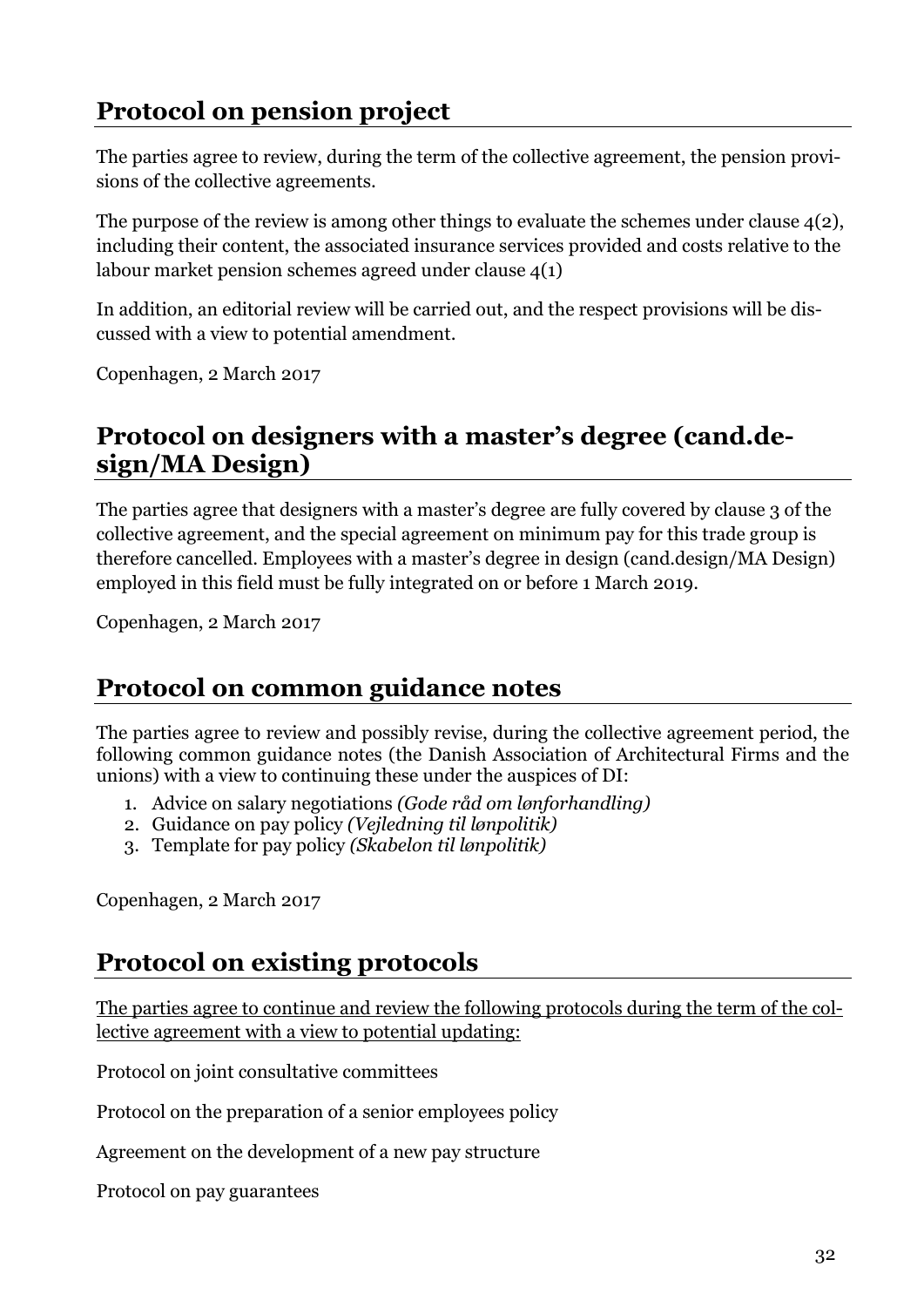## Protocol on pension project

The parties agree to review, during the term of the collective agreement, the pension provisions of the collective agreements.

The purpose of the review is among other things to evaluate the schemes under clause 4(2), including their content, the associated insurance services provided and costs relative to the labour market pension schemes agreed under clause 4(1)

In addition, an editorial review will be carried out, and the respect provisions will be discussed with a view to potential amendment.

Copenhagen, 2 March 2017

## Protocol on designers with a master's degree (cand.design/MA Design)

The parties agree that designers with a master's degree are fully covered by clause 3 of the collective agreement, and the special agreement on minimum pay for this trade group is therefore cancelled. Employees with a master's degree in design (cand.design/MA Design) employed in this field must be fully integrated on or before 1 March 2019.

Copenhagen, 2 March 2017

## Protocol on common guidance notes

The parties agree to review and possibly revise, during the collective agreement period, the following common guidance notes (the Danish Association of Architectural Firms and the unions) with a view to continuing these under the auspices of DI:

1. Advice on salary negotiations *(Gode råd om lønforhandling)*
2. Guidance on pay policy *(Vejledning til lønpolitik)*
3. Template for pay policy *(Skabelon til lønpolitik)*

Copenhagen, 2 March 2017

## Protocol on existing protocols

<u>The parties agree to continue and review the following protocols during the term of the collective agreement with a view to potential updating:</u>

Protocol on joint consultative committees

Protocol on the preparation of a senior employees policy

Agreement on the development of a new pay structure

Protocol on pay guarantees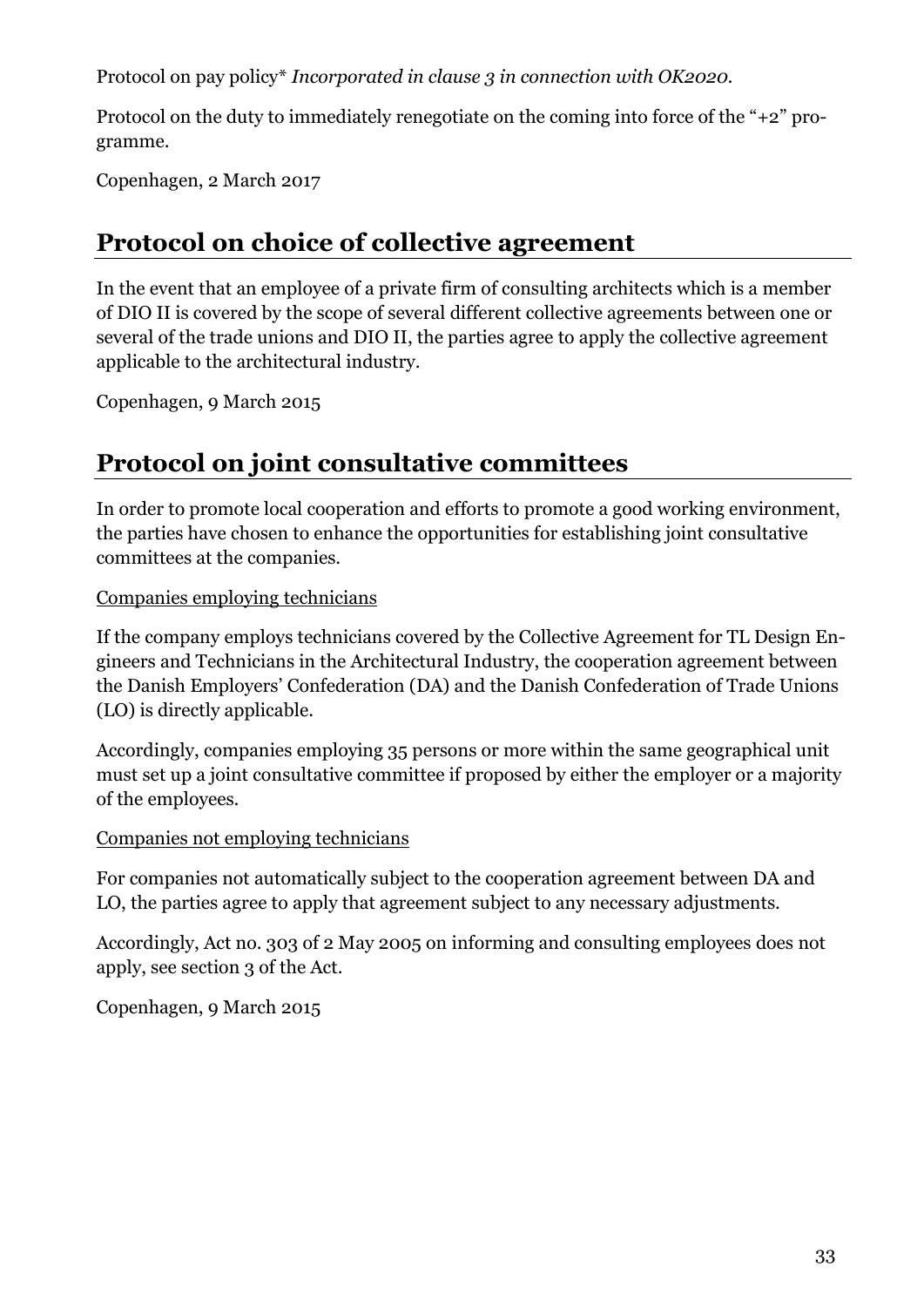Protocol on pay policy* *Incorporated in clause 3 in connection with OK2020.*

Protocol on the duty to immediately renegotiate on the coming into force of the "+2" programme.

Copenhagen, 2 March 2017

## Protocol on choice of collective agreement

In the event that an employee of a private firm of consulting architects which is a member of DIO II is covered by the scope of several different collective agreements between one or several of the trade unions and DIO II, the parties agree to apply the collective agreement applicable to the architectural industry.

Copenhagen, 9 March 2015

## Protocol on joint consultative committees

In order to promote local cooperation and efforts to promote a good working environment, the parties have chosen to enhance the opportunities for establishing joint consultative committees at the companies.

<u>Companies employing technicians</u>

If the company employs technicians covered by the Collective Agreement for TL Design Engineers and Technicians in the Architectural Industry, the cooperation agreement between the Danish Employers' Confederation (DA) and the Danish Confederation of Trade Unions (LO) is directly applicable.

Accordingly, companies employing 35 persons or more within the same geographical unit must set up a joint consultative committee if proposed by either the employer or a majority of the employees.

<u>Companies not employing technicians</u>

For companies not automatically subject to the cooperation agreement between DA and LO, the parties agree to apply that agreement subject to any necessary adjustments.

Accordingly, Act no. 303 of 2 May 2005 on informing and consulting employees does not apply, see section 3 of the Act.

Copenhagen, 9 March 2015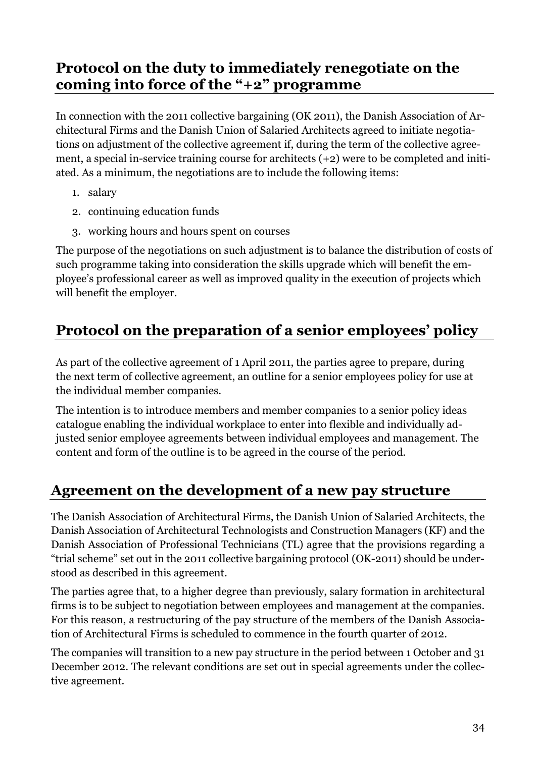## Protocol on the duty to immediately renegotiate on the coming into force of the "+2" programme

In connection with the 2011 collective bargaining (OK 2011), the Danish Association of Architectural Firms and the Danish Union of Salaried Architects agreed to initiate negotiations on adjustment of the collective agreement if, during the term of the collective agreement, a special in-service training course for architects (+2) were to be completed and initiated. As a minimum, the negotiations are to include the following items:

1. salary
2. continuing education funds
3. working hours and hours spent on courses

The purpose of the negotiations on such adjustment is to balance the distribution of costs of such programme taking into consideration the skills upgrade which will benefit the employee's professional career as well as improved quality in the execution of projects which will benefit the employer.

## Protocol on the preparation of a senior employees' policy

As part of the collective agreement of 1 April 2011, the parties agree to prepare, during the next term of collective agreement, an outline for a senior employees policy for use at the individual member companies.

The intention is to introduce members and member companies to a senior policy ideas catalogue enabling the individual workplace to enter into flexible and individually adjusted senior employee agreements between individual employees and management. The content and form of the outline is to be agreed in the course of the period.

## Agreement on the development of a new pay structure

The Danish Association of Architectural Firms, the Danish Union of Salaried Architects, the Danish Association of Architectural Technologists and Construction Managers (KF) and the Danish Association of Professional Technicians (TL) agree that the provisions regarding a "trial scheme" set out in the 2011 collective bargaining protocol (OK-2011) should be understood as described in this agreement.

The parties agree that, to a higher degree than previously, salary formation in architectural firms is to be subject to negotiation between employees and management at the companies. For this reason, a restructuring of the pay structure of the members of the Danish Association of Architectural Firms is scheduled to commence in the fourth quarter of 2012.

The companies will transition to a new pay structure in the period between 1 October and 31 December 2012. The relevant conditions are set out in special agreements under the collective agreement.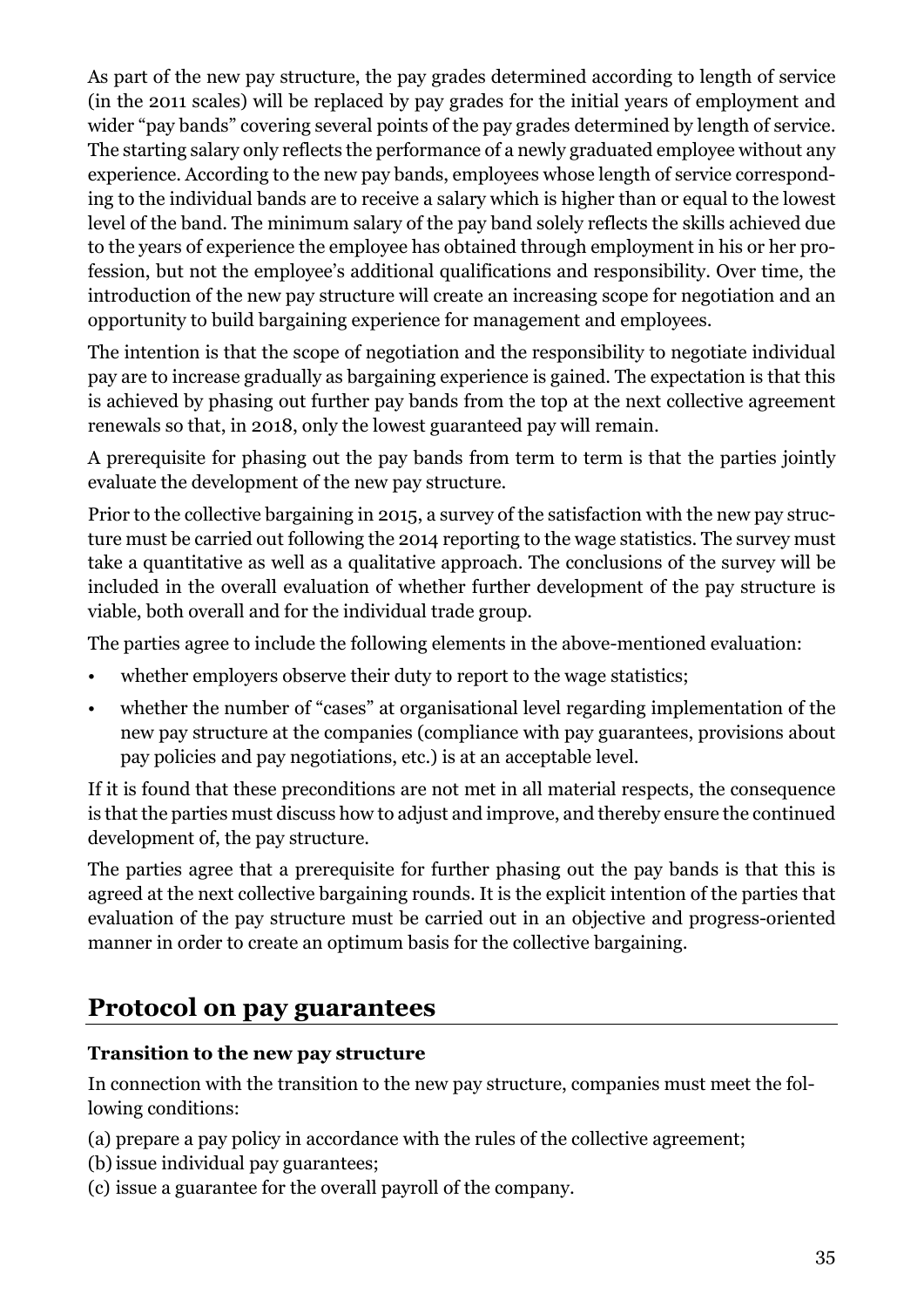As part of the new pay structure, the pay grades determined according to length of service (in the 2011 scales) will be replaced by pay grades for the initial years of employment and wider "pay bands" covering several points of the pay grades determined by length of service. The starting salary only reflects the performance of a newly graduated employee without any experience. According to the new pay bands, employees whose length of service corresponding to the individual bands are to receive a salary which is higher than or equal to the lowest level of the band. The minimum salary of the pay band solely reflects the skills achieved due to the years of experience the employee has obtained through employment in his or her profession, but not the employee's additional qualifications and responsibility. Over time, the introduction of the new pay structure will create an increasing scope for negotiation and an opportunity to build bargaining experience for management and employees.

The intention is that the scope of negotiation and the responsibility to negotiate individual pay are to increase gradually as bargaining experience is gained. The expectation is that this is achieved by phasing out further pay bands from the top at the next collective agreement renewals so that, in 2018, only the lowest guaranteed pay will remain.

A prerequisite for phasing out the pay bands from term to term is that the parties jointly evaluate the development of the new pay structure.

Prior to the collective bargaining in 2015, a survey of the satisfaction with the new pay structure must be carried out following the 2014 reporting to the wage statistics. The survey must take a quantitative as well as a qualitative approach. The conclusions of the survey will be included in the overall evaluation of whether further development of the pay structure is viable, both overall and for the individual trade group.

The parties agree to include the following elements in the above-mentioned evaluation:

- whether employers observe their duty to report to the wage statistics;
- whether the number of "cases" at organisational level regarding implementation of the new pay structure at the companies (compliance with pay guarantees, provisions about pay policies and pay negotiations, etc.) is at an acceptable level.

If it is found that these preconditions are not met in all material respects, the consequence is that the parties must discuss how to adjust and improve, and thereby ensure the continued development of, the pay structure.

The parties agree that a prerequisite for further phasing out the pay bands is that this is agreed at the next collective bargaining rounds. It is the explicit intention of the parties that evaluation of the pay structure must be carried out in an objective and progress-oriented manner in order to create an optimum basis for the collective bargaining.

## Protocol on pay guarantees

### Transition to the new pay structure

In connection with the transition to the new pay structure, companies must meet the following conditions:

(a) prepare a pay policy in accordance with the rules of the collective agreement;
(b) issue individual pay guarantees;
(c) issue a guarantee for the overall payroll of the company.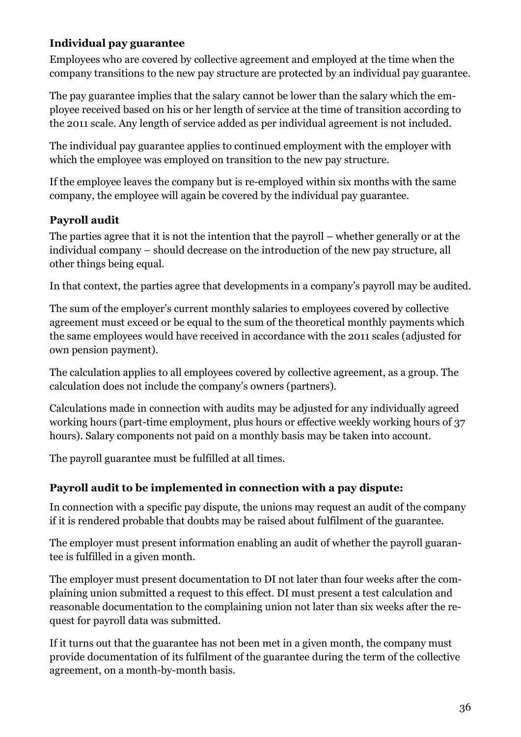### Individual pay guarantee

Employees who are covered by collective agreement and employed at the time when the company transitions to the new pay structure are protected by an individual pay guarantee.

The pay guarantee implies that the salary cannot be lower than the salary which the employee received based on his or her length of service at the time of transition according to the 2011 scale. Any length of service added as per individual agreement is not included.

The individual pay guarantee applies to continued employment with the employer with which the employee was employed on transition to the new pay structure.

If the employee leaves the company but is re-employed within six months with the same company, the employee will again be covered by the individual pay guarantee.

### Payroll audit

The parties agree that it is not the intention that the payroll – whether generally or at the individual company – should decrease on the introduction of the new pay structure, all other things being equal.

In that context, the parties agree that developments in a company's payroll may be audited.

The sum of the employer's current monthly salaries to employees covered by collective agreement must exceed or be equal to the sum of the theoretical monthly payments which the same employees would have received in accordance with the 2011 scales (adjusted for own pension payment).

The calculation applies to all employees covered by collective agreement, as a group. The calculation does not include the company's owners (partners).

Calculations made in connection with audits may be adjusted for any individually agreed working hours (part-time employment, plus hours or effective weekly working hours of 37 hours). Salary components not paid on a monthly basis may be taken into account.

The payroll guarantee must be fulfilled at all times.

### Payroll audit to be implemented in connection with a pay dispute:

In connection with a specific pay dispute, the unions may request an audit of the company if it is rendered probable that doubts may be raised about fulfilment of the guarantee.

The employer must present information enabling an audit of whether the payroll guarantee is fulfilled in a given month.

The employer must present documentation to DI not later than four weeks after the complaining union submitted a request to this effect. DI must present a test calculation and reasonable documentation to the complaining union not later than six weeks after the request for payroll data was submitted.

If it turns out that the guarantee has not been met in a given month, the company must provide documentation of its fulfilment of the guarantee during the term of the collective agreement, on a month-by-month basis.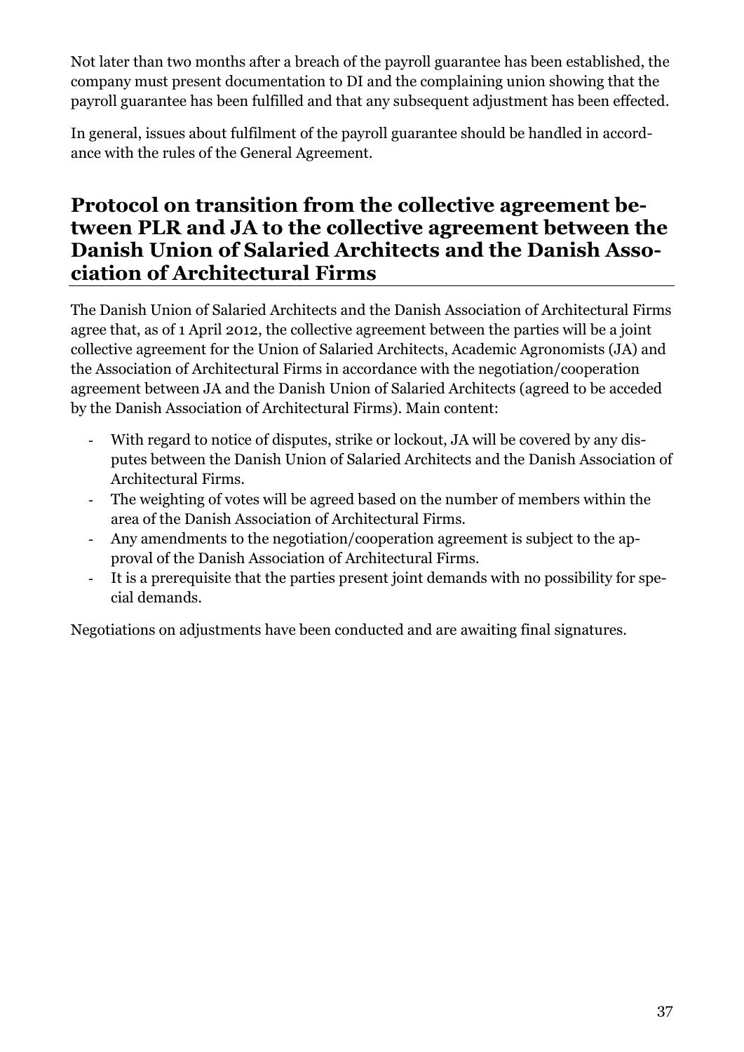Not later than two months after a breach of the payroll guarantee has been established, the company must present documentation to DI and the complaining union showing that the payroll guarantee has been fulfilled and that any subsequent adjustment has been effected.

In general, issues about fulfilment of the payroll guarantee should be handled in accordance with the rules of the General Agreement.

## Protocol on transition from the collective agreement between PLR and JA to the collective agreement between the Danish Union of Salaried Architects and the Danish Association of Architectural Firms

The Danish Union of Salaried Architects and the Danish Association of Architectural Firms agree that, as of 1 April 2012, the collective agreement between the parties will be a joint collective agreement for the Union of Salaried Architects, Academic Agronomists (JA) and the Association of Architectural Firms in accordance with the negotiation/cooperation agreement between JA and the Danish Union of Salaried Architects (agreed to be acceded by the Danish Association of Architectural Firms). Main content:

- With regard to notice of disputes, strike or lockout, JA will be covered by any disputes between the Danish Union of Salaried Architects and the Danish Association of Architectural Firms.
- The weighting of votes will be agreed based on the number of members within the area of the Danish Association of Architectural Firms.
- Any amendments to the negotiation/cooperation agreement is subject to the approval of the Danish Association of Architectural Firms.
- It is a prerequisite that the parties present joint demands with no possibility for special demands.

Negotiations on adjustments have been conducted and are awaiting final signatures.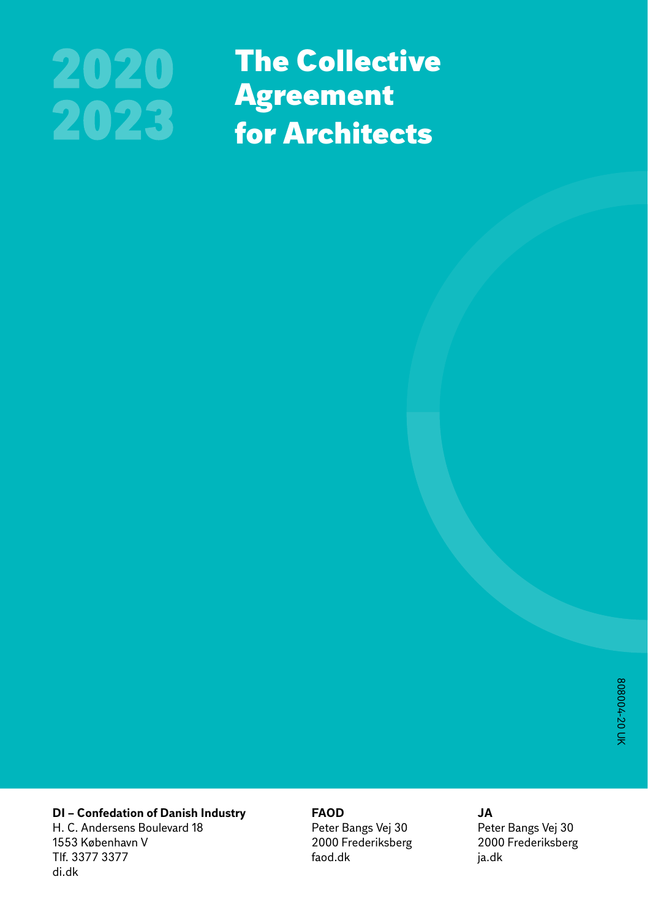2020
2023

# The Collective Agreement for Architects

808004-20 UK

**DI – Confedation of Danish Industry**
H. C. Andersens Boulevard 18
1553 København V
Tlf. 3377 3377
di.dk

**FAOD**
Peter Bangs Vej 30
2000 Frederiksberg
faod.dk

**JA**
Peter Bangs Vej 30
2000 Frederiksberg
ja.dk